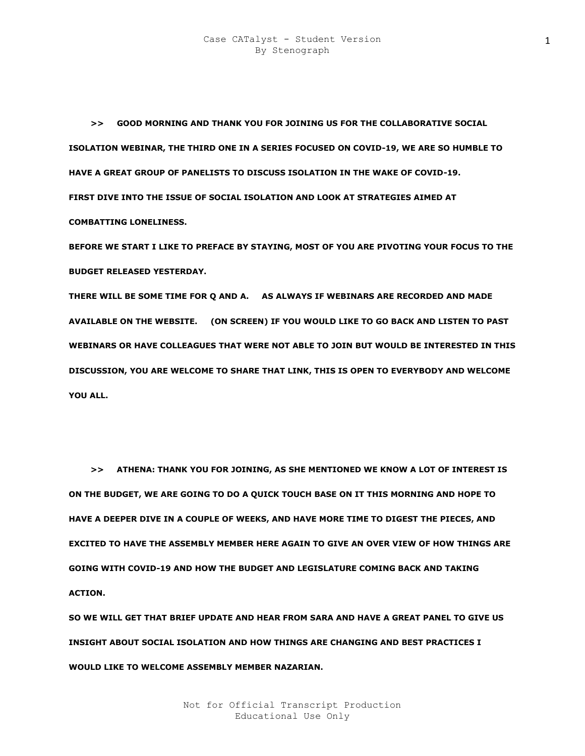**>> GOOD MORNING AND THANK YOU FOR JOINING US FOR THE COLLABORATIVE SOCIAL ISOLATION WEBINAR, THE THIRD ONE IN A SERIES FOCUSED ON COVID-19, WE ARE SO HUMBLE TO HAVE A GREAT GROUP OF PANELISTS TO DISCUSS ISOLATION IN THE WAKE OF COVID-19.**

**FIRST DIVE INTO THE ISSUE OF SOCIAL ISOLATION AND LOOK AT STRATEGIES AIMED AT COMBATTING LONELINESS.**

**BEFORE WE START I LIKE TO PREFACE BY STAYING, MOST OF YOU ARE PIVOTING YOUR FOCUS TO THE BUDGET RELEASED YESTERDAY.**

**THERE WILL BE SOME TIME FOR Q AND A. AS ALWAYS IF WEBINARS ARE RECORDED AND MADE AVAILABLE ON THE WEBSITE. (ON SCREEN) IF YOU WOULD LIKE TO GO BACK AND LISTEN TO PAST WEBINARS OR HAVE COLLEAGUES THAT WERE NOT ABLE TO JOIN BUT WOULD BE INTERESTED IN THIS DISCUSSION, YOU ARE WELCOME TO SHARE THAT LINK, THIS IS OPEN TO EVERYBODY AND WELCOME YOU ALL.**

**>> ATHENA: THANK YOU FOR JOINING, AS SHE MENTIONED WE KNOW A LOT OF INTEREST IS ON THE BUDGET, WE ARE GOING TO DO A QUICK TOUCH BASE ON IT THIS MORNING AND HOPE TO HAVE A DEEPER DIVE IN A COUPLE OF WEEKS, AND HAVE MORE TIME TO DIGEST THE PIECES, AND EXCITED TO HAVE THE ASSEMBLY MEMBER HERE AGAIN TO GIVE AN OVER VIEW OF HOW THINGS ARE GOING WITH COVID-19 AND HOW THE BUDGET AND LEGISLATURE COMING BACK AND TAKING ACTION.**

**SO WE WILL GET THAT BRIEF UPDATE AND HEAR FROM SARA AND HAVE A GREAT PANEL TO GIVE US INSIGHT ABOUT SOCIAL ISOLATION AND HOW THINGS ARE CHANGING AND BEST PRACTICES I WOULD LIKE TO WELCOME ASSEMBLY MEMBER NAZARIAN.**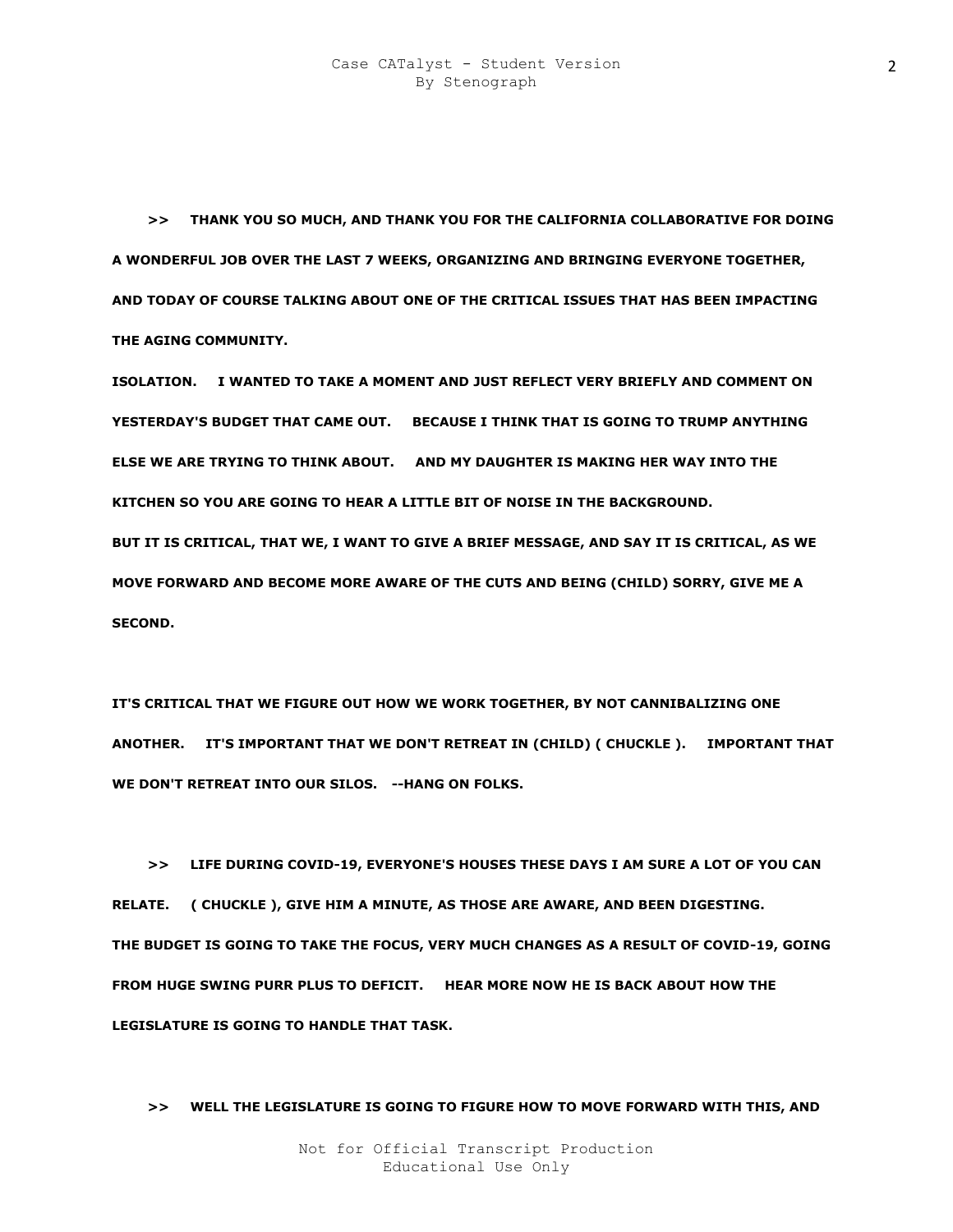**>> THANK YOU SO MUCH, AND THANK YOU FOR THE CALIFORNIA COLLABORATIVE FOR DOING A WONDERFUL JOB OVER THE LAST 7 WEEKS, ORGANIZING AND BRINGING EVERYONE TOGETHER, AND TODAY OF COURSE TALKING ABOUT ONE OF THE CRITICAL ISSUES THAT HAS BEEN IMPACTING THE AGING COMMUNITY.**

**ISOLATION. I WANTED TO TAKE A MOMENT AND JUST REFLECT VERY BRIEFLY AND COMMENT ON YESTERDAY'S BUDGET THAT CAME OUT. BECAUSE I THINK THAT IS GOING TO TRUMP ANYTHING ELSE WE ARE TRYING TO THINK ABOUT. AND MY DAUGHTER IS MAKING HER WAY INTO THE KITCHEN SO YOU ARE GOING TO HEAR A LITTLE BIT OF NOISE IN THE BACKGROUND.**

**BUT IT IS CRITICAL, THAT WE, I WANT TO GIVE A BRIEF MESSAGE, AND SAY IT IS CRITICAL, AS WE MOVE FORWARD AND BECOME MORE AWARE OF THE CUTS AND BEING (CHILD) SORRY, GIVE ME A SECOND.**

**IT'S CRITICAL THAT WE FIGURE OUT HOW WE WORK TOGETHER, BY NOT CANNIBALIZING ONE ANOTHER. IT'S IMPORTANT THAT WE DON'T RETREAT IN (CHILD) ( CHUCKLE ). IMPORTANT THAT WE DON'T RETREAT INTO OUR SILOS. --HANG ON FOLKS.**

**>> LIFE DURING COVID-19, EVERYONE'S HOUSES THESE DAYS I AM SURE A LOT OF YOU CAN RELATE. ( CHUCKLE ), GIVE HIM A MINUTE, AS THOSE ARE AWARE, AND BEEN DIGESTING.**

**THE BUDGET IS GOING TO TAKE THE FOCUS, VERY MUCH CHANGES AS A RESULT OF COVID-19, GOING FROM HUGE SWING PURR PLUS TO DEFICIT. HEAR MORE NOW HE IS BACK ABOUT HOW THE LEGISLATURE IS GOING TO HANDLE THAT TASK.**

**>> WELL THE LEGISLATURE IS GOING TO FIGURE HOW TO MOVE FORWARD WITH THIS, AND**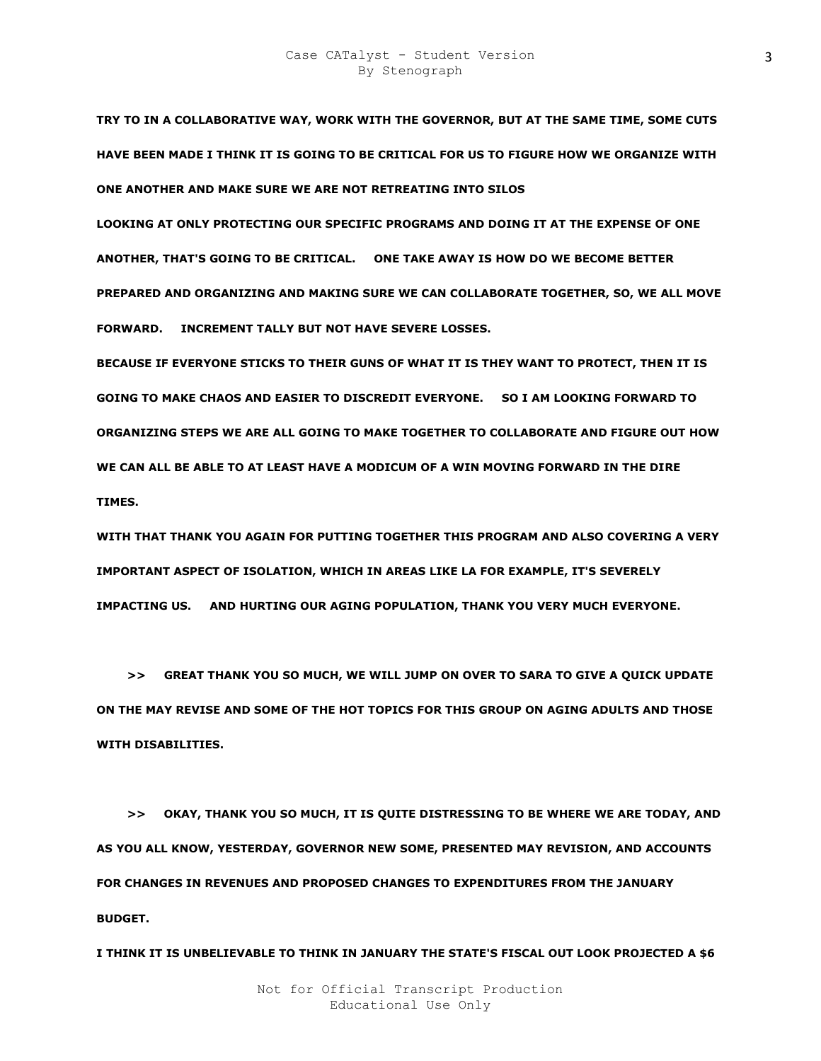**TRY TO IN A COLLABORATIVE WAY, WORK WITH THE GOVERNOR, BUT AT THE SAME TIME, SOME CUTS HAVE BEEN MADE I THINK IT IS GOING TO BE CRITICAL FOR US TO FIGURE HOW WE ORGANIZE WITH ONE ANOTHER AND MAKE SURE WE ARE NOT RETREATING INTO SILOS**

**LOOKING AT ONLY PROTECTING OUR SPECIFIC PROGRAMS AND DOING IT AT THE EXPENSE OF ONE ANOTHER, THAT'S GOING TO BE CRITICAL. ONE TAKE AWAY IS HOW DO WE BECOME BETTER PREPARED AND ORGANIZING AND MAKING SURE WE CAN COLLABORATE TOGETHER, SO, WE ALL MOVE FORWARD. INCREMENT TALLY BUT NOT HAVE SEVERE LOSSES.**

**BECAUSE IF EVERYONE STICKS TO THEIR GUNS OF WHAT IT IS THEY WANT TO PROTECT, THEN IT IS GOING TO MAKE CHAOS AND EASIER TO DISCREDIT EVERYONE. SO I AM LOOKING FORWARD TO ORGANIZING STEPS WE ARE ALL GOING TO MAKE TOGETHER TO COLLABORATE AND FIGURE OUT HOW WE CAN ALL BE ABLE TO AT LEAST HAVE A MODICUM OF A WIN MOVING FORWARD IN THE DIRE TIMES.**

**WITH THAT THANK YOU AGAIN FOR PUTTING TOGETHER THIS PROGRAM AND ALSO COVERING A VERY IMPORTANT ASPECT OF ISOLATION, WHICH IN AREAS LIKE LA FOR EXAMPLE, IT'S SEVERELY IMPACTING US. AND HURTING OUR AGING POPULATION, THANK YOU VERY MUCH EVERYONE.**

**>> GREAT THANK YOU SO MUCH, WE WILL JUMP ON OVER TO SARA TO GIVE A QUICK UPDATE ON THE MAY REVISE AND SOME OF THE HOT TOPICS FOR THIS GROUP ON AGING ADULTS AND THOSE WITH DISABILITIES.**

**>> OKAY, THANK YOU SO MUCH, IT IS QUITE DISTRESSING TO BE WHERE WE ARE TODAY, AND AS YOU ALL KNOW, YESTERDAY, GOVERNOR NEW SOME, PRESENTED MAY REVISION, AND ACCOUNTS FOR CHANGES IN REVENUES AND PROPOSED CHANGES TO EXPENDITURES FROM THE JANUARY BUDGET.**

**I THINK IT IS UNBELIEVABLE TO THINK IN JANUARY THE STATE'S FISCAL OUT LOOK PROJECTED A $6**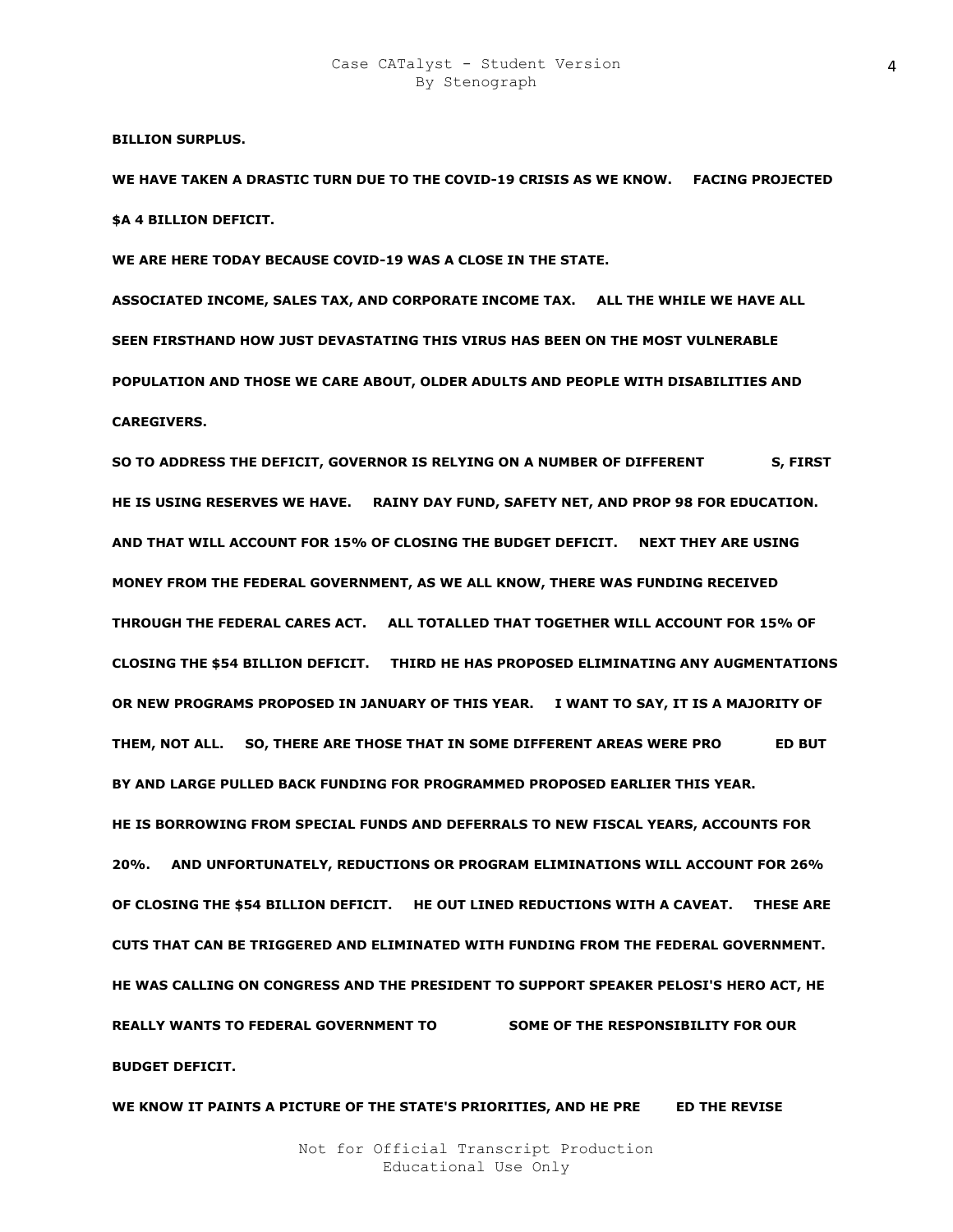**BILLION SURPLUS.**

**WE HAVE TAKEN A DRASTIC TURN DUE TO THE COVID-19 CRISIS AS WE KNOW.     FACING PROJECTED $A 4 BILLION DEFICIT.**

**WE ARE HERE TODAY BECAUSE COVID-19 WAS A CLOSE IN THE STATE.**

**ASSOCIATED INCOME, SALES TAX, AND CORPORATE INCOME TAX.     ALL THE WHILE WE HAVE ALL SEEN FIRSTHAND HOW JUST DEVASTATING THIS VIRUS HAS BEEN ON THE MOST VULNERABLE POPULATION AND THOSE WE CARE ABOUT, OLDER ADULTS AND PEOPLE WITH DISABILITIES AND CAREGIVERS.**

**SO TO ADDRESS THE DEFICIT, GOVERNOR IS RELYING ON A NUMBER OF DIFFERENT            S, FIRST HE IS USING RESERVES WE HAVE.     RAINY DAY FUND, SAFETY NET, AND PROP 98 FOR EDUCATION. AND THAT WILL ACCOUNT FOR 15% OF CLOSING THE BUDGET DEFICIT.     NEXT THEY ARE USING MONEY FROM THE FEDERAL GOVERNMENT, AS WE ALL KNOW, THERE WAS FUNDING RECEIVED THROUGH THE FEDERAL CARES ACT.     ALL TOTALLED THAT TOGETHER WILL ACCOUNT FOR 15% OF CLOSING THE $54 BILLION DEFICIT.     THIRD HE HAS PROPOSED ELIMINATING ANY AUGMENTATIONS OR NEW PROGRAMS PROPOSED IN JANUARY OF THIS YEAR.     I WANT TO SAY, IT IS A MAJORITY OF THEM, NOT ALL.     SO, THERE ARE THOSE THAT IN SOME DIFFERENT AREAS WERE PRO          ED BUT BY AND LARGE PULLED BACK FUNDING FOR PROGRAMMED PROPOSED EARLIER THIS YEAR.**

**HE IS BORROWING FROM SPECIAL FUNDS AND DEFERRALS TO NEW FISCAL YEARS, ACCOUNTS FOR 20%.     AND UNFORTUNATELY, REDUCTIONS OR PROGRAM ELIMINATIONS WILL ACCOUNT FOR 26% OF CLOSING THE $54 BILLION DEFICIT.     HE OUT LINED REDUCTIONS WITH A CAVEAT.     THESE ARE CUTS THAT CAN BE TRIGGERED AND ELIMINATED WITH FUNDING FROM THE FEDERAL GOVERNMENT. HE WAS CALLING ON CONGRESS AND THE PRESIDENT TO SUPPORT SPEAKER PELOSI'S HERO ACT, HE REALLY WANTS TO FEDERAL GOVERNMENT TO             SOME OF THE RESPONSIBILITY FOR OUR BUDGET DEFICIT.**

**WE KNOW IT PAINTS A PICTURE OF THE STATE'S PRIORITIES, AND HE PRE       ED THE REVISE**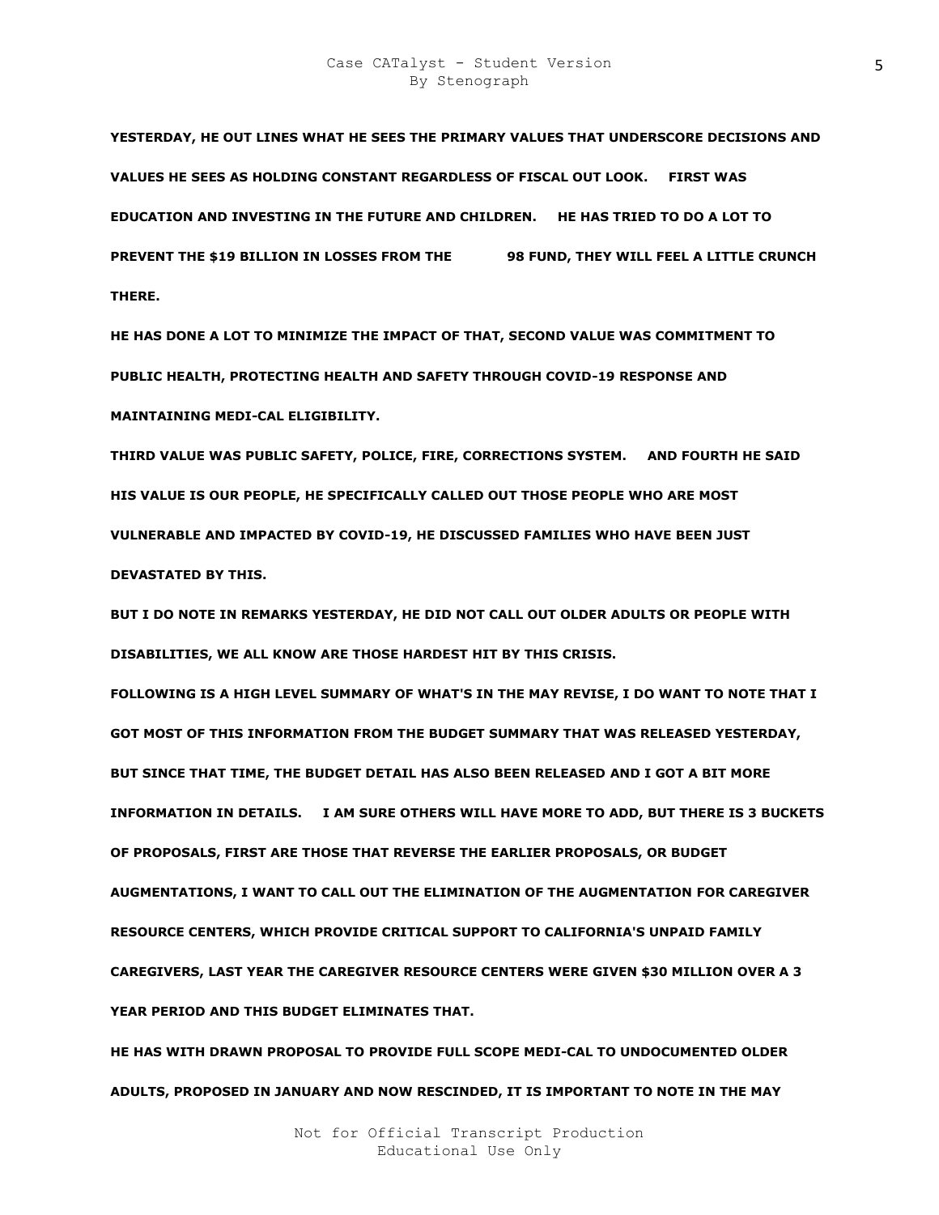**YESTERDAY, HE OUT LINES WHAT HE SEES THE PRIMARY VALUES THAT UNDERSCORE DECISIONS AND VALUES HE SEES AS HOLDING CONSTANT REGARDLESS OF FISCAL OUT LOOK. FIRST WAS EDUCATION AND INVESTING IN THE FUTURE AND CHILDREN. HE HAS TRIED TO DO A LOT TO PREVENT THE $19 BILLION IN LOSSES FROM THE 98 FUND, THEY WILL FEEL A LITTLE CRUNCH THERE.**

**HE HAS DONE A LOT TO MINIMIZE THE IMPACT OF THAT, SECOND VALUE WAS COMMITMENT TO PUBLIC HEALTH, PROTECTING HEALTH AND SAFETY THROUGH COVID-19 RESPONSE AND MAINTAINING MEDI-CAL ELIGIBILITY.**

**THIRD VALUE WAS PUBLIC SAFETY, POLICE, FIRE, CORRECTIONS SYSTEM. AND FOURTH HE SAID HIS VALUE IS OUR PEOPLE, HE SPECIFICALLY CALLED OUT THOSE PEOPLE WHO ARE MOST VULNERABLE AND IMPACTED BY COVID-19, HE DISCUSSED FAMILIES WHO HAVE BEEN JUST DEVASTATED BY THIS.**

**BUT I DO NOTE IN REMARKS YESTERDAY, HE DID NOT CALL OUT OLDER ADULTS OR PEOPLE WITH DISABILITIES, WE ALL KNOW ARE THOSE HARDEST HIT BY THIS CRISIS.**

**FOLLOWING IS A HIGH LEVEL SUMMARY OF WHAT'S IN THE MAY REVISE, I DO WANT TO NOTE THAT I GOT MOST OF THIS INFORMATION FROM THE BUDGET SUMMARY THAT WAS RELEASED YESTERDAY, BUT SINCE THAT TIME, THE BUDGET DETAIL HAS ALSO BEEN RELEASED AND I GOT A BIT MORE INFORMATION IN DETAILS. I AM SURE OTHERS WILL HAVE MORE TO ADD, BUT THERE IS 3 BUCKETS OF PROPOSALS, FIRST ARE THOSE THAT REVERSE THE EARLIER PROPOSALS, OR BUDGET AUGMENTATIONS, I WANT TO CALL OUT THE ELIMINATION OF THE AUGMENTATION FOR CAREGIVER RESOURCE CENTERS, WHICH PROVIDE CRITICAL SUPPORT TO CALIFORNIA'S UNPAID FAMILY CAREGIVERS, LAST YEAR THE CAREGIVER RESOURCE CENTERS WERE GIVEN $30 MILLION OVER A 3 YEAR PERIOD AND THIS BUDGET ELIMINATES THAT.**

**HE HAS WITH DRAWN PROPOSAL TO PROVIDE FULL SCOPE MEDI-CAL TO UNDOCUMENTED OLDER ADULTS, PROPOSED IN JANUARY AND NOW RESCINDED, IT IS IMPORTANT TO NOTE IN THE MAY**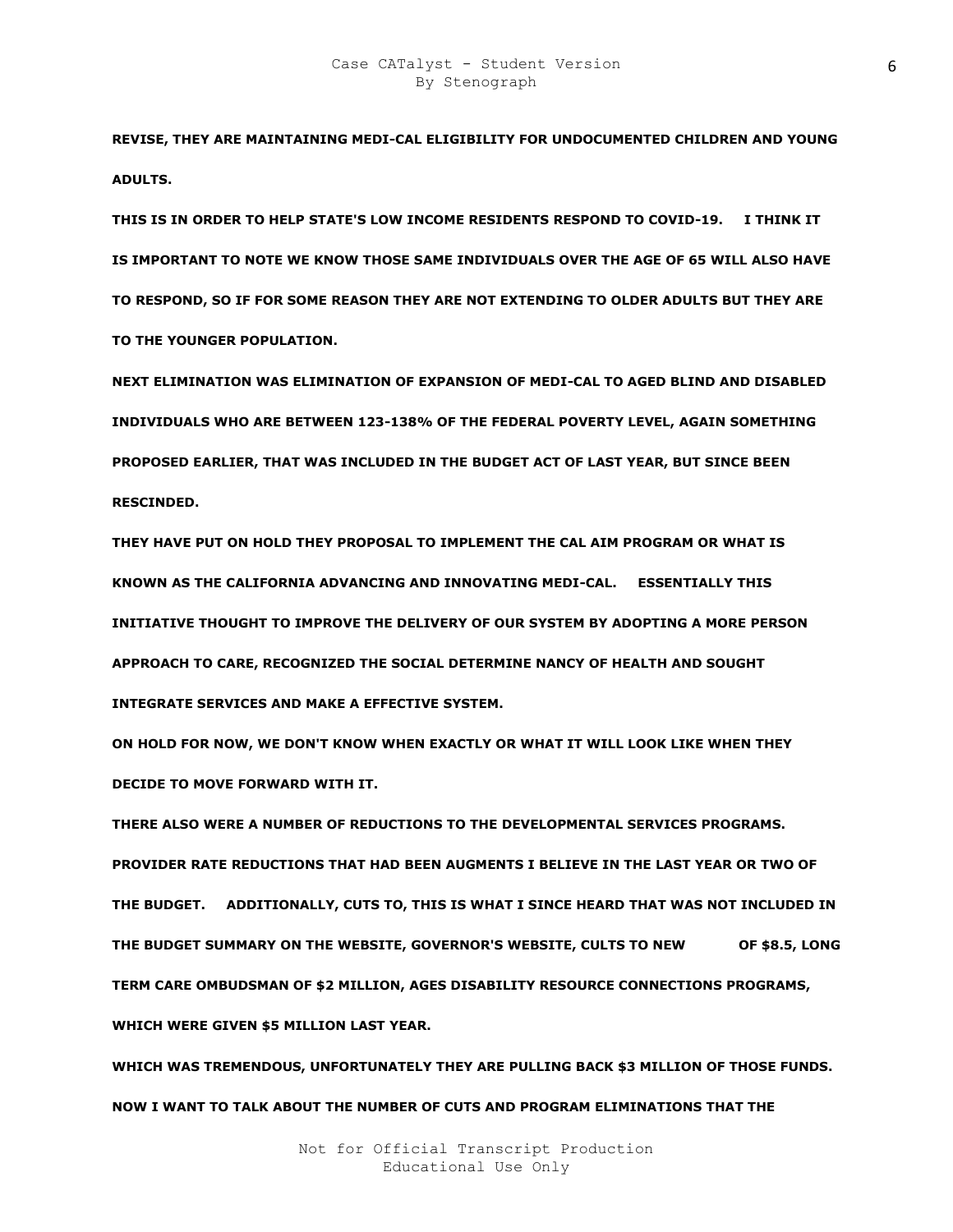**REVISE, THEY ARE MAINTAINING MEDI-CAL ELIGIBILITY FOR UNDOCUMENTED CHILDREN AND YOUNG ADULTS.**

**THIS IS IN ORDER TO HELP STATE'S LOW INCOME RESIDENTS RESPOND TO COVID-19. I THINK IT IS IMPORTANT TO NOTE WE KNOW THOSE SAME INDIVIDUALS OVER THE AGE OF 65 WILL ALSO HAVE TO RESPOND, SO IF FOR SOME REASON THEY ARE NOT EXTENDING TO OLDER ADULTS BUT THEY ARE TO THE YOUNGER POPULATION.**

**NEXT ELIMINATION WAS ELIMINATION OF EXPANSION OF MEDI-CAL TO AGED BLIND AND DISABLED INDIVIDUALS WHO ARE BETWEEN 123-138% OF THE FEDERAL POVERTY LEVEL, AGAIN SOMETHING PROPOSED EARLIER, THAT WAS INCLUDED IN THE BUDGET ACT OF LAST YEAR, BUT SINCE BEEN RESCINDED.**

**THEY HAVE PUT ON HOLD THEY PROPOSAL TO IMPLEMENT THE CAL AIM PROGRAM OR WHAT IS KNOWN AS THE CALIFORNIA ADVANCING AND INNOVATING MEDI-CAL. ESSENTIALLY THIS INITIATIVE THOUGHT TO IMPROVE THE DELIVERY OF OUR SYSTEM BY ADOPTING A MORE PERSON APPROACH TO CARE, RECOGNIZED THE SOCIAL DETERMINE NANCY OF HEALTH AND SOUGHT INTEGRATE SERVICES AND MAKE A EFFECTIVE SYSTEM.**

**ON HOLD FOR NOW, WE DON'T KNOW WHEN EXACTLY OR WHAT IT WILL LOOK LIKE WHEN THEY DECIDE TO MOVE FORWARD WITH IT.**

**THERE ALSO WERE A NUMBER OF REDUCTIONS TO THE DEVELOPMENTAL SERVICES PROGRAMS.**

**PROVIDER RATE REDUCTIONS THAT HAD BEEN AUGMENTS I BELIEVE IN THE LAST YEAR OR TWO OF THE BUDGET. ADDITIONALLY, CUTS TO, THIS IS WHAT I SINCE HEARD THAT WAS NOT INCLUDED IN THE BUDGET SUMMARY ON THE WEBSITE, GOVERNOR'S WEBSITE, CULTS TO NEW OF $8.5, LONG TERM CARE OMBUDSMAN OF $2 MILLION, AGES DISABILITY RESOURCE CONNECTIONS PROGRAMS, WHICH WERE GIVEN $5 MILLION LAST YEAR.**

**WHICH WAS TREMENDOUS, UNFORTUNATELY THEY ARE PULLING BACK $3 MILLION OF THOSE FUNDS.**

**NOW I WANT TO TALK ABOUT THE NUMBER OF CUTS AND PROGRAM ELIMINATIONS THAT THE**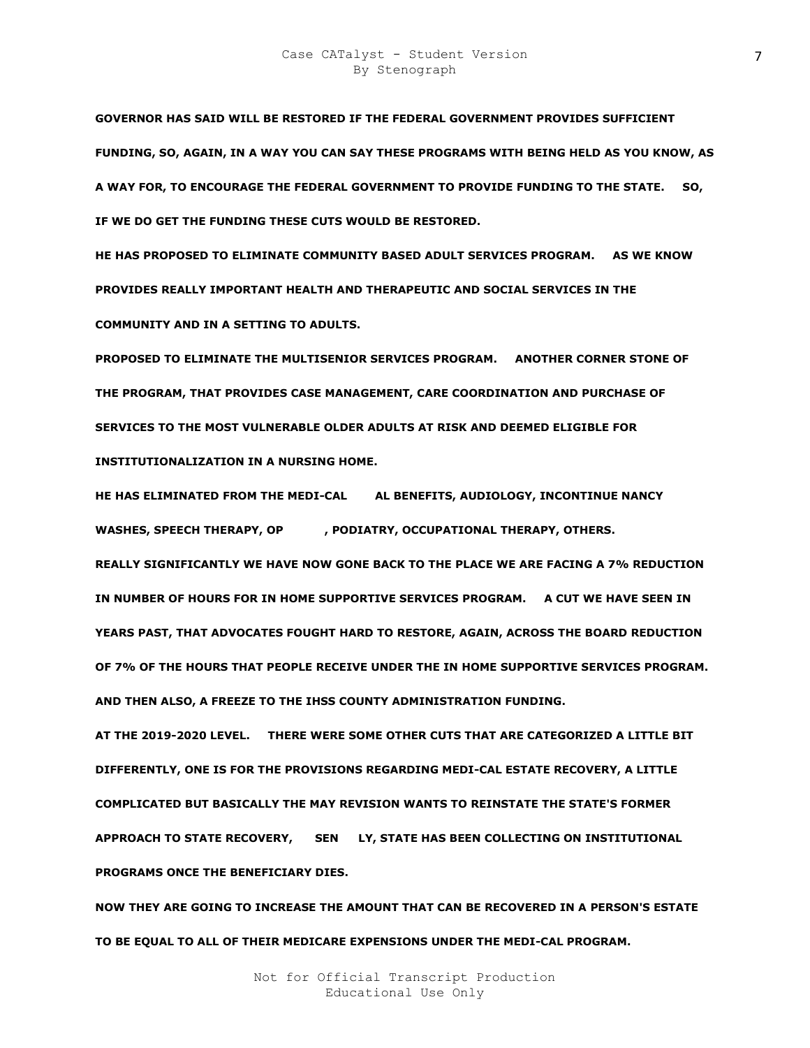GOVERNOR HAS SAID WILL BE RESTORED IF THE FEDERAL GOVERNMENT PROVIDES SUFFICIENT FUNDING, SO, AGAIN, IN A WAY YOU CAN SAY THESE PROGRAMS WITH BEING HELD AS YOU KNOW, AS A WAY FOR, TO ENCOURAGE THE FEDERAL GOVERNMENT TO PROVIDE FUNDING TO THE STATE. SO, IF WE DO GET THE FUNDING THESE CUTS WOULD BE RESTORED.

HE HAS PROPOSED TO ELIMINATE COMMUNITY BASED ADULT SERVICES PROGRAM. AS WE KNOW PROVIDES REALLY IMPORTANT HEALTH AND THERAPEUTIC AND SOCIAL SERVICES IN THE COMMUNITY AND IN A SETTING TO ADULTS.

PROPOSED TO ELIMINATE THE MULTISENIOR SERVICES PROGRAM. ANOTHER CORNER STONE OF THE PROGRAM, THAT PROVIDES CASE MANAGEMENT, CARE COORDINATION AND PURCHASE OF SERVICES TO THE MOST VULNERABLE OLDER ADULTS AT RISK AND DEEMED ELIGIBLE FOR INSTITUTIONALIZATION IN A NURSING HOME.

HE HAS ELIMINATED FROM THE MEDI-CAL AL BENEFITS, AUDIOLOGY, INCONTINUE NANCY WASHES, SPEECH THERAPY, OP , PODIATRY, OCCUPATIONAL THERAPY, OTHERS.

REALLY SIGNIFICANTLY WE HAVE NOW GONE BACK TO THE PLACE WE ARE FACING A 7% REDUCTION IN NUMBER OF HOURS FOR IN HOME SUPPORTIVE SERVICES PROGRAM. A CUT WE HAVE SEEN IN YEARS PAST, THAT ADVOCATES FOUGHT HARD TO RESTORE, AGAIN, ACROSS THE BOARD REDUCTION OF 7% OF THE HOURS THAT PEOPLE RECEIVE UNDER THE IN HOME SUPPORTIVE SERVICES PROGRAM.

AND THEN ALSO, A FREEZE TO THE IHSS COUNTY ADMINISTRATION FUNDING.

AT THE 2019-2020 LEVEL. THERE WERE SOME OTHER CUTS THAT ARE CATEGORIZED A LITTLE BIT DIFFERENTLY, ONE IS FOR THE PROVISIONS REGARDING MEDI-CAL ESTATE RECOVERY, A LITTLE COMPLICATED BUT BASICALLY THE MAY REVISION WANTS TO REINSTATE THE STATE'S FORMER APPROACH TO STATE RECOVERY, SEN LY, STATE HAS BEEN COLLECTING ON INSTITUTIONAL PROGRAMS ONCE THE BENEFICIARY DIES.

NOW THEY ARE GOING TO INCREASE THE AMOUNT THAT CAN BE RECOVERED IN A PERSON'S ESTATE TO BE EQUAL TO ALL OF THEIR MEDICARE EXPENSIONS UNDER THE MEDI-CAL PROGRAM.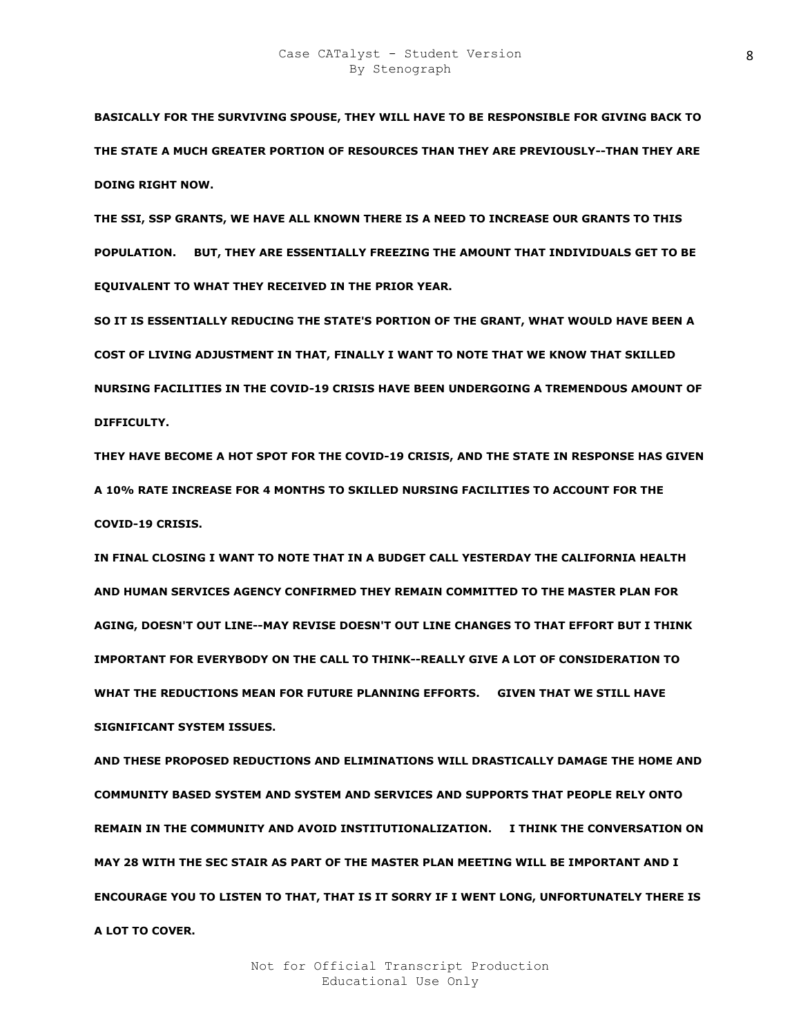**BASICALLY FOR THE SURVIVING SPOUSE, THEY WILL HAVE TO BE RESPONSIBLE FOR GIVING BACK TO THE STATE A MUCH GREATER PORTION OF RESOURCES THAN THEY ARE PREVIOUSLY--THAN THEY ARE DOING RIGHT NOW.**

**THE SSI, SSP GRANTS, WE HAVE ALL KNOWN THERE IS A NEED TO INCREASE OUR GRANTS TO THIS POPULATION. BUT, THEY ARE ESSENTIALLY FREEZING THE AMOUNT THAT INDIVIDUALS GET TO BE EQUIVALENT TO WHAT THEY RECEIVED IN THE PRIOR YEAR.**

**SO IT IS ESSENTIALLY REDUCING THE STATE'S PORTION OF THE GRANT, WHAT WOULD HAVE BEEN A COST OF LIVING ADJUSTMENT IN THAT, FINALLY I WANT TO NOTE THAT WE KNOW THAT SKILLED NURSING FACILITIES IN THE COVID-19 CRISIS HAVE BEEN UNDERGOING A TREMENDOUS AMOUNT OF DIFFICULTY.**

**THEY HAVE BECOME A HOT SPOT FOR THE COVID-19 CRISIS, AND THE STATE IN RESPONSE HAS GIVEN A 10% RATE INCREASE FOR 4 MONTHS TO SKILLED NURSING FACILITIES TO ACCOUNT FOR THE COVID-19 CRISIS.**

**IN FINAL CLOSING I WANT TO NOTE THAT IN A BUDGET CALL YESTERDAY THE CALIFORNIA HEALTH AND HUMAN SERVICES AGENCY CONFIRMED THEY REMAIN COMMITTED TO THE MASTER PLAN FOR AGING, DOESN'T OUT LINE--MAY REVISE DOESN'T OUT LINE CHANGES TO THAT EFFORT BUT I THINK IMPORTANT FOR EVERYBODY ON THE CALL TO THINK--REALLY GIVE A LOT OF CONSIDERATION TO WHAT THE REDUCTIONS MEAN FOR FUTURE PLANNING EFFORTS. GIVEN THAT WE STILL HAVE SIGNIFICANT SYSTEM ISSUES.**

**AND THESE PROPOSED REDUCTIONS AND ELIMINATIONS WILL DRASTICALLY DAMAGE THE HOME AND COMMUNITY BASED SYSTEM AND SYSTEM AND SERVICES AND SUPPORTS THAT PEOPLE RELY ONTO REMAIN IN THE COMMUNITY AND AVOID INSTITUTIONALIZATION. I THINK THE CONVERSATION ON MAY 28 WITH THE SEC STAIR AS PART OF THE MASTER PLAN MEETING WILL BE IMPORTANT AND I ENCOURAGE YOU TO LISTEN TO THAT, THAT IS IT SORRY IF I WENT LONG, UNFORTUNATELY THERE IS A LOT TO COVER.**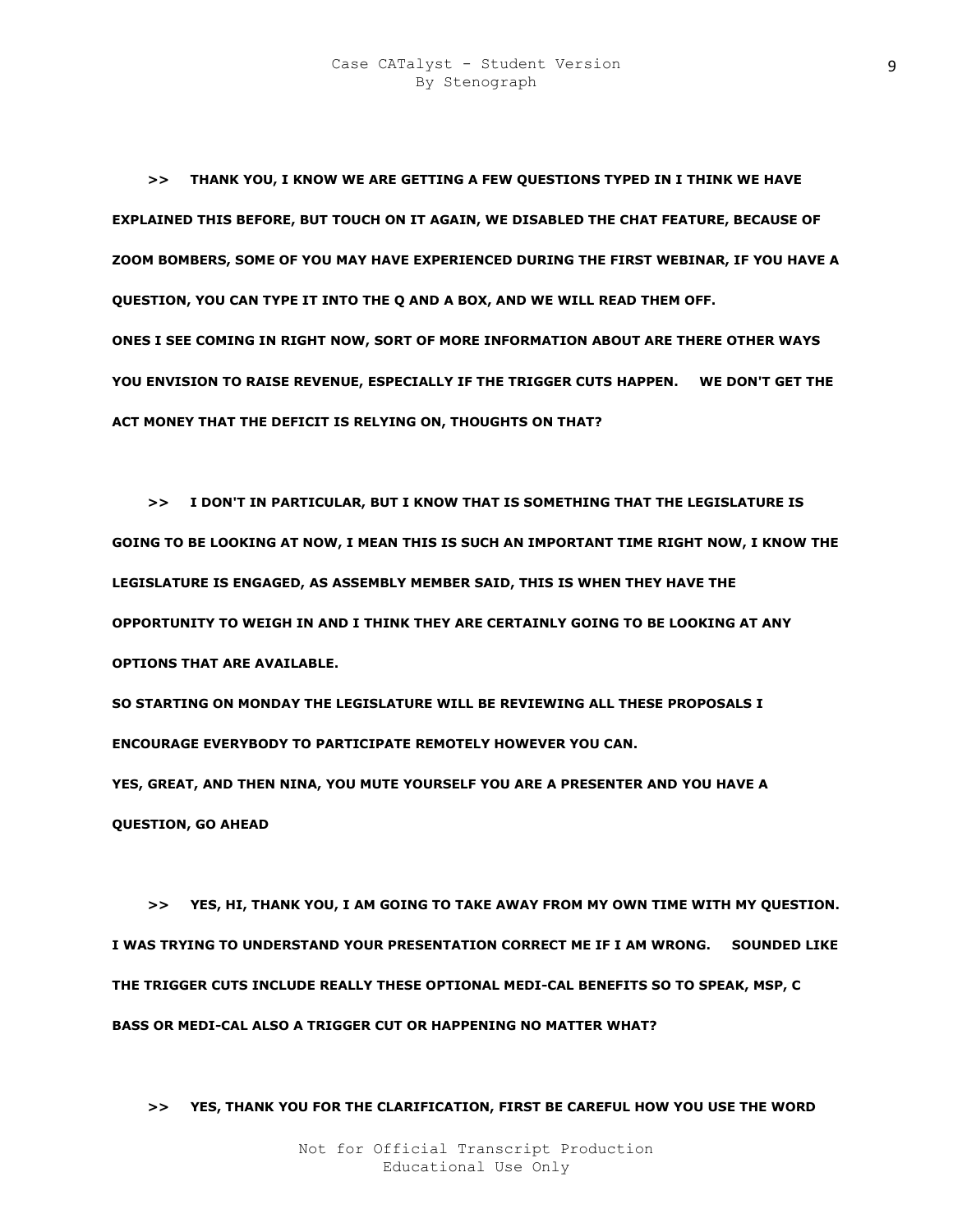**>> THANK YOU, I KNOW WE ARE GETTING A FEW QUESTIONS TYPED IN I THINK WE HAVE EXPLAINED THIS BEFORE, BUT TOUCH ON IT AGAIN, WE DISABLED THE CHAT FEATURE, BECAUSE OF ZOOM BOMBERS, SOME OF YOU MAY HAVE EXPERIENCED DURING THE FIRST WEBINAR, IF YOU HAVE A QUESTION, YOU CAN TYPE IT INTO THE Q AND A BOX, AND WE WILL READ THEM OFF.**

**ONES I SEE COMING IN RIGHT NOW, SORT OF MORE INFORMATION ABOUT ARE THERE OTHER WAYS YOU ENVISION TO RAISE REVENUE, ESPECIALLY IF THE TRIGGER CUTS HAPPEN. WE DON'T GET THE ACT MONEY THAT THE DEFICIT IS RELYING ON, THOUGHTS ON THAT?**

**>> I DON'T IN PARTICULAR, BUT I KNOW THAT IS SOMETHING THAT THE LEGISLATURE IS GOING TO BE LOOKING AT NOW, I MEAN THIS IS SUCH AN IMPORTANT TIME RIGHT NOW, I KNOW THE LEGISLATURE IS ENGAGED, AS ASSEMBLY MEMBER SAID, THIS IS WHEN THEY HAVE THE OPPORTUNITY TO WEIGH IN AND I THINK THEY ARE CERTAINLY GOING TO BE LOOKING AT ANY OPTIONS THAT ARE AVAILABLE.**

**SO STARTING ON MONDAY THE LEGISLATURE WILL BE REVIEWING ALL THESE PROPOSALS I ENCOURAGE EVERYBODY TO PARTICIPATE REMOTELY HOWEVER YOU CAN.**

**YES, GREAT, AND THEN NINA, YOU MUTE YOURSELF YOU ARE A PRESENTER AND YOU HAVE A QUESTION, GO AHEAD**

**>> YES, HI, THANK YOU, I AM GOING TO TAKE AWAY FROM MY OWN TIME WITH MY QUESTION. I WAS TRYING TO UNDERSTAND YOUR PRESENTATION CORRECT ME IF I AM WRONG. SOUNDED LIKE THE TRIGGER CUTS INCLUDE REALLY THESE OPTIONAL MEDI-CAL BENEFITS SO TO SPEAK, MSP, C BASS OR MEDI-CAL ALSO A TRIGGER CUT OR HAPPENING NO MATTER WHAT?**

**>> YES, THANK YOU FOR THE CLARIFICATION, FIRST BE CAREFUL HOW YOU USE THE WORD**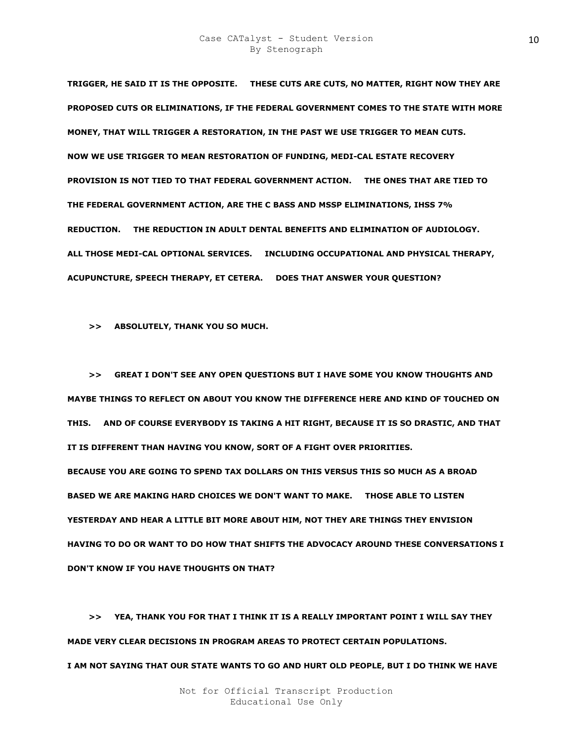**TRIGGER, HE SAID IT IS THE OPPOSITE. THESE CUTS ARE CUTS, NO MATTER, RIGHT NOW THEY ARE PROPOSED CUTS OR ELIMINATIONS, IF THE FEDERAL GOVERNMENT COMES TO THE STATE WITH MORE MONEY, THAT WILL TRIGGER A RESTORATION, IN THE PAST WE USE TRIGGER TO MEAN CUTS. NOW WE USE TRIGGER TO MEAN RESTORATION OF FUNDING, MEDI-CAL ESTATE RECOVERY PROVISION IS NOT TIED TO THAT FEDERAL GOVERNMENT ACTION. THE ONES THAT ARE TIED TO THE FEDERAL GOVERNMENT ACTION, ARE THE C BASS AND MSSP ELIMINATIONS, IHSS 7% REDUCTION. THE REDUCTION IN ADULT DENTAL BENEFITS AND ELIMINATION OF AUDIOLOGY. ALL THOSE MEDI-CAL OPTIONAL SERVICES. INCLUDING OCCUPATIONAL AND PHYSICAL THERAPY, ACUPUNCTURE, SPEECH THERAPY, ET CETERA. DOES THAT ANSWER YOUR QUESTION?**

**>> ABSOLUTELY, THANK YOU SO MUCH.**

**>> GREAT I DON'T SEE ANY OPEN QUESTIONS BUT I HAVE SOME YOU KNOW THOUGHTS AND MAYBE THINGS TO REFLECT ON ABOUT YOU KNOW THE DIFFERENCE HERE AND KIND OF TOUCHED ON THIS. AND OF COURSE EVERYBODY IS TAKING A HIT RIGHT, BECAUSE IT IS SO DRASTIC, AND THAT IT IS DIFFERENT THAN HAVING YOU KNOW, SORT OF A FIGHT OVER PRIORITIES. BECAUSE YOU ARE GOING TO SPEND TAX DOLLARS ON THIS VERSUS THIS SO MUCH AS A BROAD BASED WE ARE MAKING HARD CHOICES WE DON'T WANT TO MAKE. THOSE ABLE TO LISTEN YESTERDAY AND HEAR A LITTLE BIT MORE ABOUT HIM, NOT THEY ARE THINGS THEY ENVISION HAVING TO DO OR WANT TO DO HOW THAT SHIFTS THE ADVOCACY AROUND THESE CONVERSATIONS I DON'T KNOW IF YOU HAVE THOUGHTS ON THAT?**

**>> YEA, THANK YOU FOR THAT I THINK IT IS A REALLY IMPORTANT POINT I WILL SAY THEY MADE VERY CLEAR DECISIONS IN PROGRAM AREAS TO PROTECT CERTAIN POPULATIONS. I AM NOT SAYING THAT OUR STATE WANTS TO GO AND HURT OLD PEOPLE, BUT I DO THINK WE HAVE**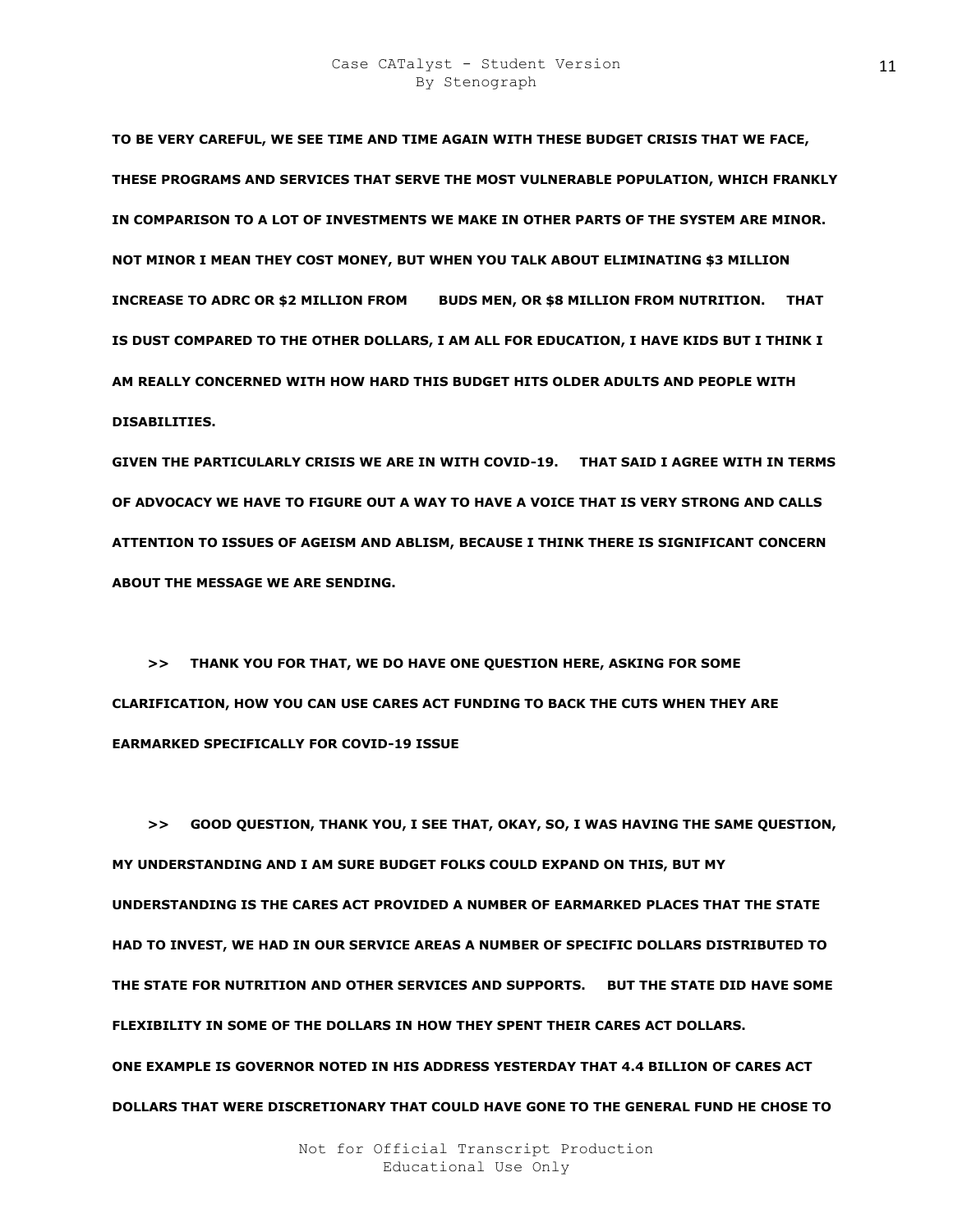**TO BE VERY CAREFUL, WE SEE TIME AND TIME AGAIN WITH THESE BUDGET CRISIS THAT WE FACE, THESE PROGRAMS AND SERVICES THAT SERVE THE MOST VULNERABLE POPULATION, WHICH FRANKLY IN COMPARISON TO A LOT OF INVESTMENTS WE MAKE IN OTHER PARTS OF THE SYSTEM ARE MINOR. NOT MINOR I MEAN THEY COST MONEY, BUT WHEN YOU TALK ABOUT ELIMINATING $3 MILLION INCREASE TO ADRC OR $2 MILLION FROM BUDS MEN, OR $8 MILLION FROM NUTRITION. THAT IS DUST COMPARED TO THE OTHER DOLLARS, I AM ALL FOR EDUCATION, I HAVE KIDS BUT I THINK I AM REALLY CONCERNED WITH HOW HARD THIS BUDGET HITS OLDER ADULTS AND PEOPLE WITH DISABILITIES.**

**GIVEN THE PARTICULARLY CRISIS WE ARE IN WITH COVID-19. THAT SAID I AGREE WITH IN TERMS OF ADVOCACY WE HAVE TO FIGURE OUT A WAY TO HAVE A VOICE THAT IS VERY STRONG AND CALLS ATTENTION TO ISSUES OF AGEISM AND ABLISM, BECAUSE I THINK THERE IS SIGNIFICANT CONCERN ABOUT THE MESSAGE WE ARE SENDING.**

**>> THANK YOU FOR THAT, WE DO HAVE ONE QUESTION HERE, ASKING FOR SOME CLARIFICATION, HOW YOU CAN USE CARES ACT FUNDING TO BACK THE CUTS WHEN THEY ARE EARMARKED SPECIFICALLY FOR COVID-19 ISSUE**

**>> GOOD QUESTION, THANK YOU, I SEE THAT, OKAY, SO, I WAS HAVING THE SAME QUESTION, MY UNDERSTANDING AND I AM SURE BUDGET FOLKS COULD EXPAND ON THIS, BUT MY UNDERSTANDING IS THE CARES ACT PROVIDED A NUMBER OF EARMARKED PLACES THAT THE STATE HAD TO INVEST, WE HAD IN OUR SERVICE AREAS A NUMBER OF SPECIFIC DOLLARS DISTRIBUTED TO THE STATE FOR NUTRITION AND OTHER SERVICES AND SUPPORTS. BUT THE STATE DID HAVE SOME FLEXIBILITY IN SOME OF THE DOLLARS IN HOW THEY SPENT THEIR CARES ACT DOLLARS.**

**ONE EXAMPLE IS GOVERNOR NOTED IN HIS ADDRESS YESTERDAY THAT 4.4 BILLION OF CARES ACT DOLLARS THAT WERE DISCRETIONARY THAT COULD HAVE GONE TO THE GENERAL FUND HE CHOSE TO**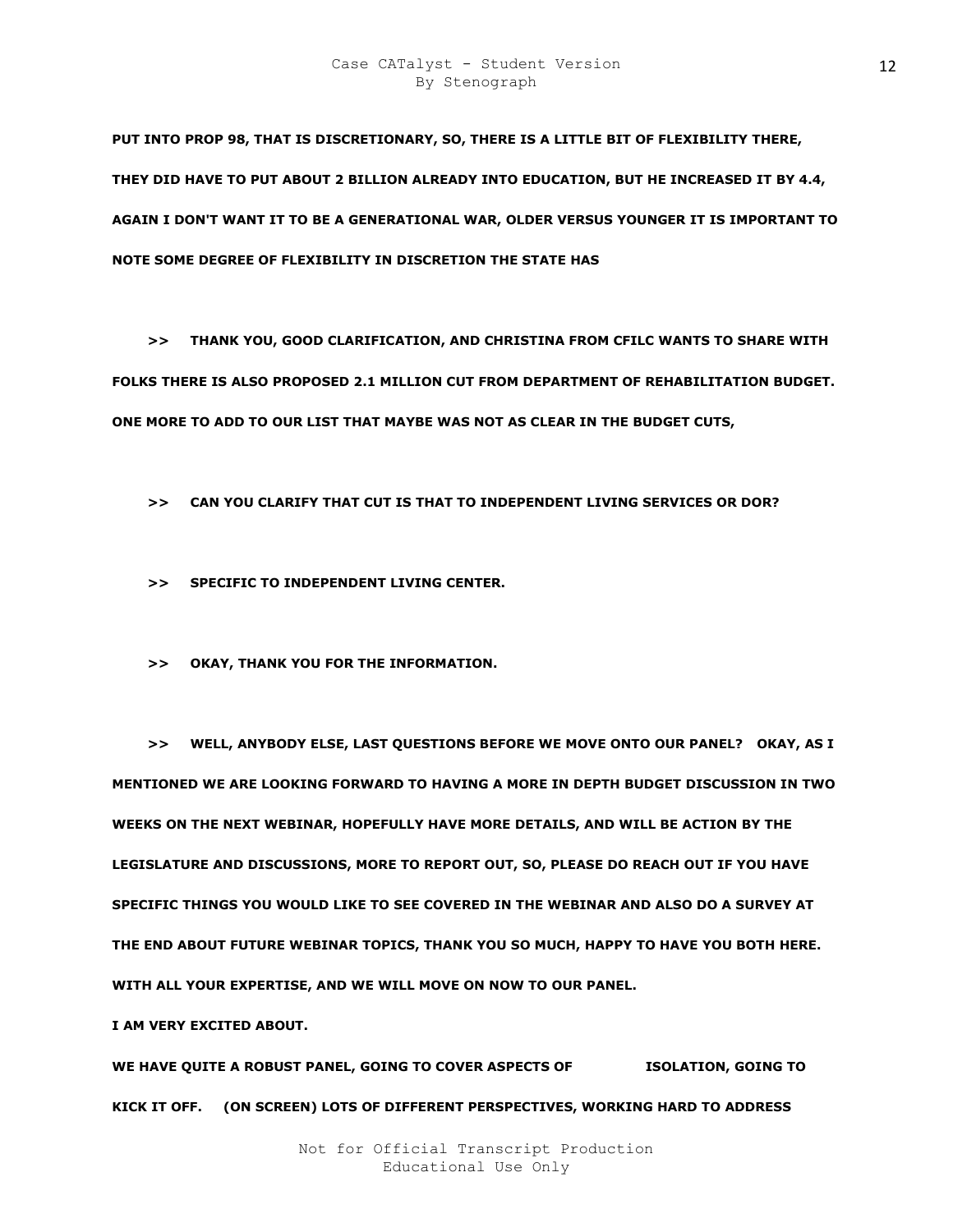**PUT INTO PROP 98, THAT IS DISCRETIONARY, SO, THERE IS A LITTLE BIT OF FLEXIBILITY THERE, THEY DID HAVE TO PUT ABOUT 2 BILLION ALREADY INTO EDUCATION, BUT HE INCREASED IT BY 4.4, AGAIN I DON'T WANT IT TO BE A GENERATIONAL WAR, OLDER VERSUS YOUNGER IT IS IMPORTANT TO NOTE SOME DEGREE OF FLEXIBILITY IN DISCRETION THE STATE HAS**

**>> THANK YOU, GOOD CLARIFICATION, AND CHRISTINA FROM CFILC WANTS TO SHARE WITH FOLKS THERE IS ALSO PROPOSED 2.1 MILLION CUT FROM DEPARTMENT OF REHABILITATION BUDGET. ONE MORE TO ADD TO OUR LIST THAT MAYBE WAS NOT AS CLEAR IN THE BUDGET CUTS,**

**>> CAN YOU CLARIFY THAT CUT IS THAT TO INDEPENDENT LIVING SERVICES OR DOR?**

**>> SPECIFIC TO INDEPENDENT LIVING CENTER.**

**>> OKAY, THANK YOU FOR THE INFORMATION.**

**>> WELL, ANYBODY ELSE, LAST QUESTIONS BEFORE WE MOVE ONTO OUR PANEL? OKAY, AS I MENTIONED WE ARE LOOKING FORWARD TO HAVING A MORE IN DEPTH BUDGET DISCUSSION IN TWO WEEKS ON THE NEXT WEBINAR, HOPEFULLY HAVE MORE DETAILS, AND WILL BE ACTION BY THE LEGISLATURE AND DISCUSSIONS, MORE TO REPORT OUT, SO, PLEASE DO REACH OUT IF YOU HAVE SPECIFIC THINGS YOU WOULD LIKE TO SEE COVERED IN THE WEBINAR AND ALSO DO A SURVEY AT THE END ABOUT FUTURE WEBINAR TOPICS, THANK YOU SO MUCH, HAPPY TO HAVE YOU BOTH HERE. WITH ALL YOUR EXPERTISE, AND WE WILL MOVE ON NOW TO OUR PANEL.**

**I AM VERY EXCITED ABOUT.**

**WE HAVE QUITE A ROBUST PANEL, GOING TO COVER ASPECTS OF ISOLATION, GOING TO KICK IT OFF. (ON SCREEN) LOTS OF DIFFERENT PERSPECTIVES, WORKING HARD TO ADDRESS**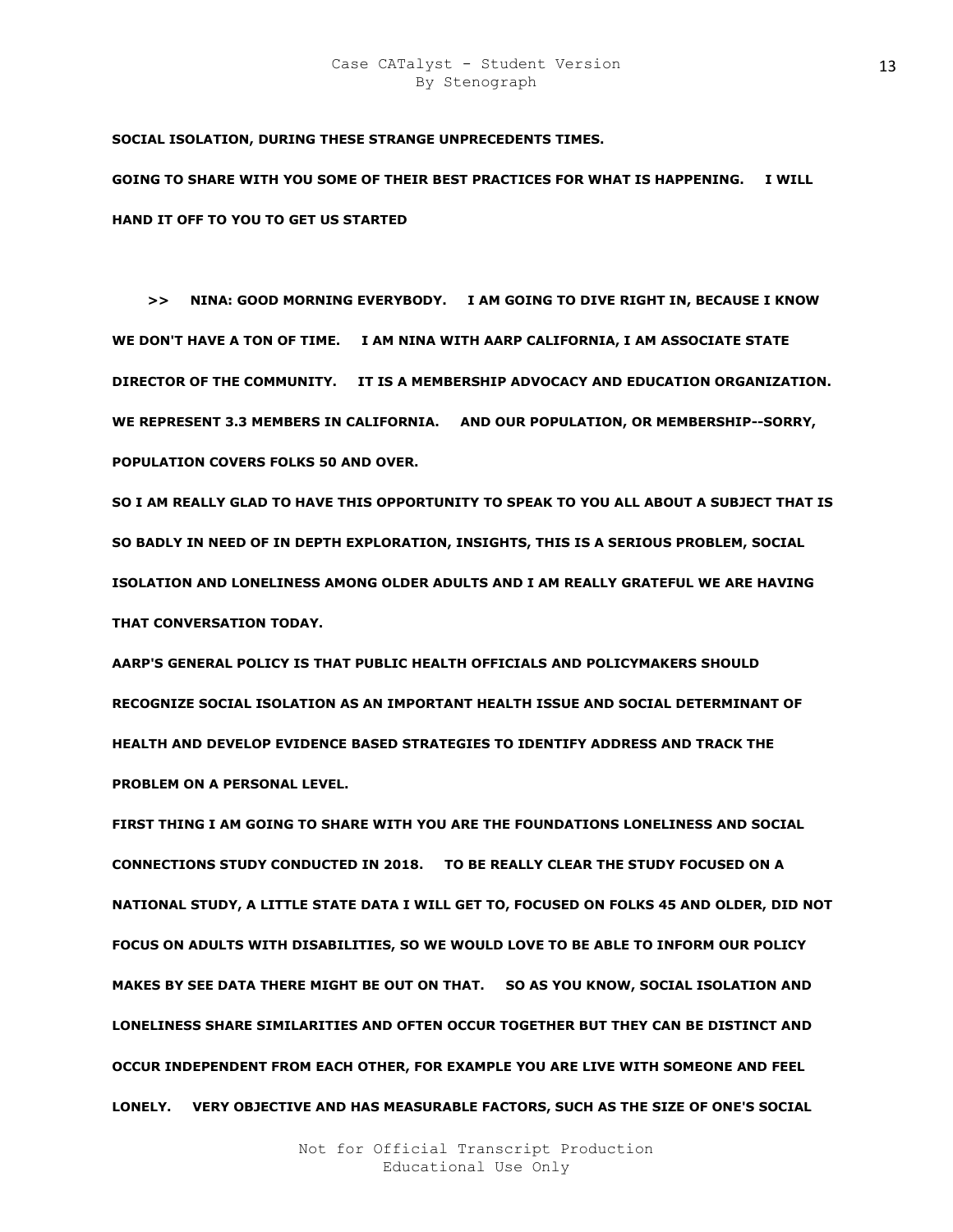**SOCIAL ISOLATION, DURING THESE STRANGE UNPRECEDENTS TIMES.**

**GOING TO SHARE WITH YOU SOME OF THEIR BEST PRACTICES FOR WHAT IS HAPPENING. I WILL HAND IT OFF TO YOU TO GET US STARTED**

**>> NINA: GOOD MORNING EVERYBODY. I AM GOING TO DIVE RIGHT IN, BECAUSE I KNOW WE DON'T HAVE A TON OF TIME. I AM NINA WITH AARP CALIFORNIA, I AM ASSOCIATE STATE DIRECTOR OF THE COMMUNITY. IT IS A MEMBERSHIP ADVOCACY AND EDUCATION ORGANIZATION. WE REPRESENT 3.3 MEMBERS IN CALIFORNIA. AND OUR POPULATION, OR MEMBERSHIP--SORRY, POPULATION COVERS FOLKS 50 AND OVER.**

**SO I AM REALLY GLAD TO HAVE THIS OPPORTUNITY TO SPEAK TO YOU ALL ABOUT A SUBJECT THAT IS SO BADLY IN NEED OF IN DEPTH EXPLORATION, INSIGHTS, THIS IS A SERIOUS PROBLEM, SOCIAL ISOLATION AND LONELINESS AMONG OLDER ADULTS AND I AM REALLY GRATEFUL WE ARE HAVING THAT CONVERSATION TODAY.**

**AARP'S GENERAL POLICY IS THAT PUBLIC HEALTH OFFICIALS AND POLICYMAKERS SHOULD RECOGNIZE SOCIAL ISOLATION AS AN IMPORTANT HEALTH ISSUE AND SOCIAL DETERMINANT OF HEALTH AND DEVELOP EVIDENCE BASED STRATEGIES TO IDENTIFY ADDRESS AND TRACK THE PROBLEM ON A PERSONAL LEVEL.**

**FIRST THING I AM GOING TO SHARE WITH YOU ARE THE FOUNDATIONS LONELINESS AND SOCIAL CONNECTIONS STUDY CONDUCTED IN 2018. TO BE REALLY CLEAR THE STUDY FOCUSED ON A NATIONAL STUDY, A LITTLE STATE DATA I WILL GET TO, FOCUSED ON FOLKS 45 AND OLDER, DID NOT FOCUS ON ADULTS WITH DISABILITIES, SO WE WOULD LOVE TO BE ABLE TO INFORM OUR POLICY MAKES BY SEE DATA THERE MIGHT BE OUT ON THAT. SO AS YOU KNOW, SOCIAL ISOLATION AND LONELINESS SHARE SIMILARITIES AND OFTEN OCCUR TOGETHER BUT THEY CAN BE DISTINCT AND OCCUR INDEPENDENT FROM EACH OTHER, FOR EXAMPLE YOU ARE LIVE WITH SOMEONE AND FEEL LONELY. VERY OBJECTIVE AND HAS MEASURABLE FACTORS, SUCH AS THE SIZE OF ONE'S SOCIAL**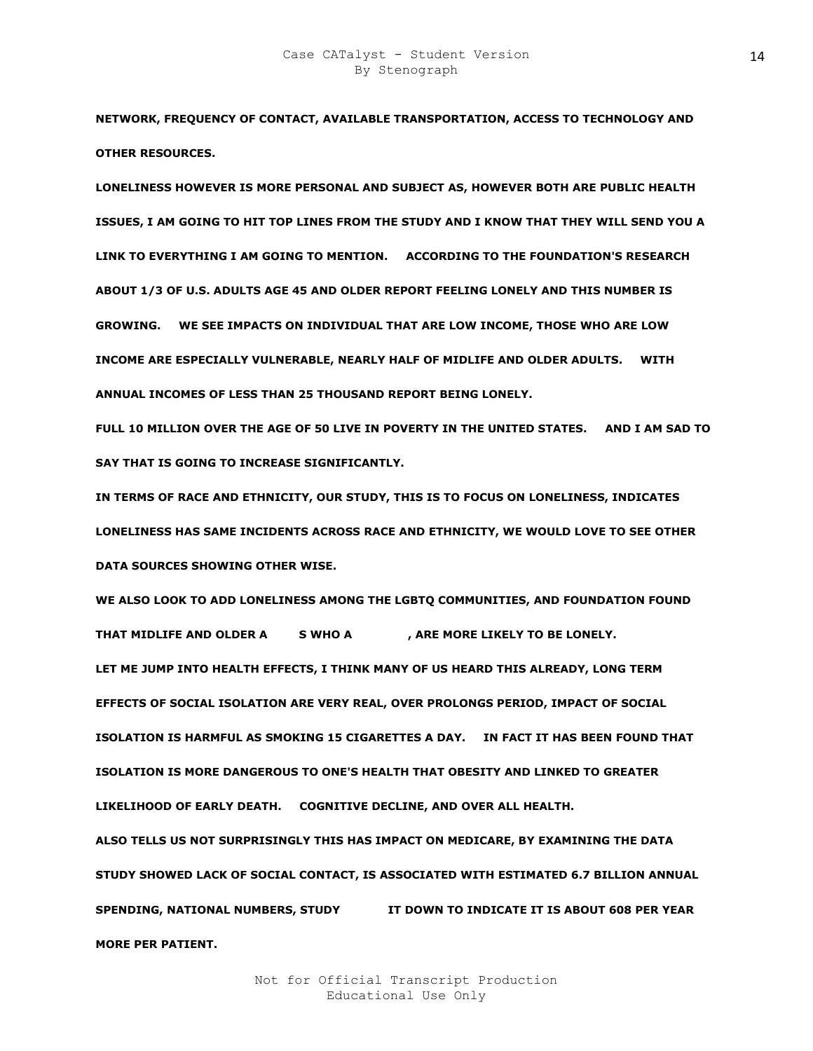**NETWORK, FREQUENCY OF CONTACT, AVAILABLE TRANSPORTATION, ACCESS TO TECHNOLOGY AND OTHER RESOURCES.**

**LONELINESS HOWEVER IS MORE PERSONAL AND SUBJECT AS, HOWEVER BOTH ARE PUBLIC HEALTH ISSUES, I AM GOING TO HIT TOP LINES FROM THE STUDY AND I KNOW THAT THEY WILL SEND YOU A LINK TO EVERYTHING I AM GOING TO MENTION. ACCORDING TO THE FOUNDATION'S RESEARCH ABOUT 1/3 OF U.S. ADULTS AGE 45 AND OLDER REPORT FEELING LONELY AND THIS NUMBER IS GROWING. WE SEE IMPACTS ON INDIVIDUAL THAT ARE LOW INCOME, THOSE WHO ARE LOW INCOME ARE ESPECIALLY VULNERABLE, NEARLY HALF OF MIDLIFE AND OLDER ADULTS. WITH ANNUAL INCOMES OF LESS THAN 25 THOUSAND REPORT BEING LONELY.**

**FULL 10 MILLION OVER THE AGE OF 50 LIVE IN POVERTY IN THE UNITED STATES. AND I AM SAD TO SAY THAT IS GOING TO INCREASE SIGNIFICANTLY.**

**IN TERMS OF RACE AND ETHNICITY, OUR STUDY, THIS IS TO FOCUS ON LONELINESS, INDICATES LONELINESS HAS SAME INCIDENTS ACROSS RACE AND ETHNICITY, WE WOULD LOVE TO SEE OTHER DATA SOURCES SHOWING OTHER WISE.**

**WE ALSO LOOK TO ADD LONELINESS AMONG THE LGBTQ COMMUNITIES, AND FOUNDATION FOUND THAT MIDLIFE AND OLDER A S WHO A , ARE MORE LIKELY TO BE LONELY.**

**LET ME JUMP INTO HEALTH EFFECTS, I THINK MANY OF US HEARD THIS ALREADY, LONG TERM EFFECTS OF SOCIAL ISOLATION ARE VERY REAL, OVER PROLONGS PERIOD, IMPACT OF SOCIAL ISOLATION IS HARMFUL AS SMOKING 15 CIGARETTES A DAY. IN FACT IT HAS BEEN FOUND THAT ISOLATION IS MORE DANGEROUS TO ONE'S HEALTH THAT OBESITY AND LINKED TO GREATER LIKELIHOOD OF EARLY DEATH. COGNITIVE DECLINE, AND OVER ALL HEALTH.**

**ALSO TELLS US NOT SURPRISINGLY THIS HAS IMPACT ON MEDICARE, BY EXAMINING THE DATA STUDY SHOWED LACK OF SOCIAL CONTACT, IS ASSOCIATED WITH ESTIMATED 6.7 BILLION ANNUAL SPENDING, NATIONAL NUMBERS, STUDY IT DOWN TO INDICATE IT IS ABOUT 608 PER YEAR MORE PER PATIENT.**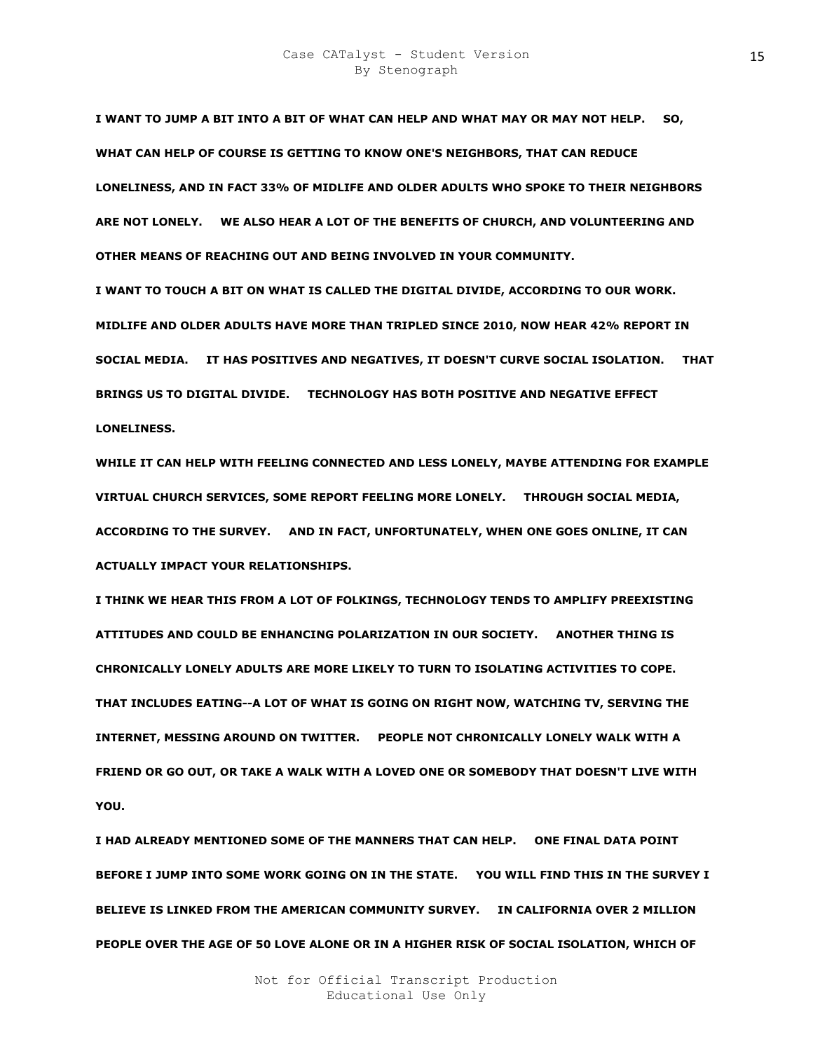**I WANT TO JUMP A BIT INTO A BIT OF WHAT CAN HELP AND WHAT MAY OR MAY NOT HELP. SO, WHAT CAN HELP OF COURSE IS GETTING TO KNOW ONE'S NEIGHBORS, THAT CAN REDUCE LONELINESS, AND IN FACT 33% OF MIDLIFE AND OLDER ADULTS WHO SPOKE TO THEIR NEIGHBORS ARE NOT LONELY. WE ALSO HEAR A LOT OF THE BENEFITS OF CHURCH, AND VOLUNTEERING AND OTHER MEANS OF REACHING OUT AND BEING INVOLVED IN YOUR COMMUNITY.**

**I WANT TO TOUCH A BIT ON WHAT IS CALLED THE DIGITAL DIVIDE, ACCORDING TO OUR WORK. MIDLIFE AND OLDER ADULTS HAVE MORE THAN TRIPLED SINCE 2010, NOW HEAR 42% REPORT IN SOCIAL MEDIA. IT HAS POSITIVES AND NEGATIVES, IT DOESN'T CURVE SOCIAL ISOLATION. THAT BRINGS US TO DIGITAL DIVIDE. TECHNOLOGY HAS BOTH POSITIVE AND NEGATIVE EFFECT LONELINESS.**

**WHILE IT CAN HELP WITH FEELING CONNECTED AND LESS LONELY, MAYBE ATTENDING FOR EXAMPLE VIRTUAL CHURCH SERVICES, SOME REPORT FEELING MORE LONELY. THROUGH SOCIAL MEDIA, ACCORDING TO THE SURVEY. AND IN FACT, UNFORTUNATELY, WHEN ONE GOES ONLINE, IT CAN ACTUALLY IMPACT YOUR RELATIONSHIPS.**

**I THINK WE HEAR THIS FROM A LOT OF FOLKINGS, TECHNOLOGY TENDS TO AMPLIFY PREEXISTING ATTITUDES AND COULD BE ENHANCING POLARIZATION IN OUR SOCIETY. ANOTHER THING IS CHRONICALLY LONELY ADULTS ARE MORE LIKELY TO TURN TO ISOLATING ACTIVITIES TO COPE. THAT INCLUDES EATING--A LOT OF WHAT IS GOING ON RIGHT NOW, WATCHING TV, SERVING THE INTERNET, MESSING AROUND ON TWITTER. PEOPLE NOT CHRONICALLY LONELY WALK WITH A FRIEND OR GO OUT, OR TAKE A WALK WITH A LOVED ONE OR SOMEBODY THAT DOESN'T LIVE WITH YOU.**

**I HAD ALREADY MENTIONED SOME OF THE MANNERS THAT CAN HELP. ONE FINAL DATA POINT BEFORE I JUMP INTO SOME WORK GOING ON IN THE STATE. YOU WILL FIND THIS IN THE SURVEY I BELIEVE IS LINKED FROM THE AMERICAN COMMUNITY SURVEY. IN CALIFORNIA OVER 2 MILLION PEOPLE OVER THE AGE OF 50 LOVE ALONE OR IN A HIGHER RISK OF SOCIAL ISOLATION, WHICH OF**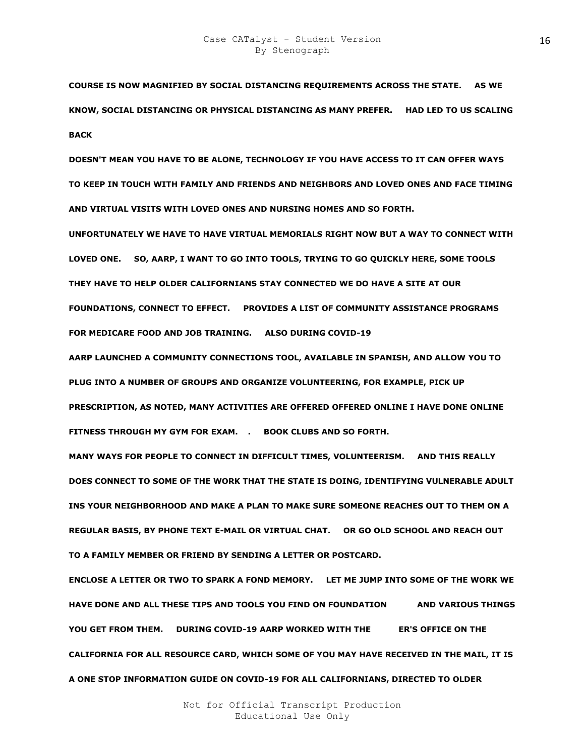**COURSE IS NOW MAGNIFIED BY SOCIAL DISTANCING REQUIREMENTS ACROSS THE STATE.     AS WE KNOW, SOCIAL DISTANCING OR PHYSICAL DISTANCING AS MANY PREFER.     HAD LED TO US SCALING BACK**

**DOESN'T MEAN YOU HAVE TO BE ALONE, TECHNOLOGY IF YOU HAVE ACCESS TO IT CAN OFFER WAYS TO KEEP IN TOUCH WITH FAMILY AND FRIENDS AND NEIGHBORS AND LOVED ONES AND FACE TIMING AND VIRTUAL VISITS WITH LOVED ONES AND NURSING HOMES AND SO FORTH.**

**UNFORTUNATELY WE HAVE TO HAVE VIRTUAL MEMORIALS RIGHT NOW BUT A WAY TO CONNECT WITH LOVED ONE.     SO, AARP, I WANT TO GO INTO TOOLS, TRYING TO GO QUICKLY HERE, SOME TOOLS THEY HAVE TO HELP OLDER CALIFORNIANS STAY CONNECTED WE DO HAVE A SITE AT OUR FOUNDATIONS, CONNECT TO EFFECT.     PROVIDES A LIST OF COMMUNITY ASSISTANCE PROGRAMS FOR MEDICARE FOOD AND JOB TRAINING.     ALSO DURING COVID-19**

**AARP LAUNCHED A COMMUNITY CONNECTIONS TOOL, AVAILABLE IN SPANISH, AND ALLOW YOU TO PLUG INTO A NUMBER OF GROUPS AND ORGANIZE VOLUNTEERING, FOR EXAMPLE, PICK UP PRESCRIPTION, AS NOTED, MANY ACTIVITIES ARE OFFERED OFFERED ONLINE I HAVE DONE ONLINE FITNESS THROUGH MY GYM FOR EXAM.   .     BOOK CLUBS AND SO FORTH.**

**MANY WAYS FOR PEOPLE TO CONNECT IN DIFFICULT TIMES, VOLUNTEERISM.     AND THIS REALLY DOES CONNECT TO SOME OF THE WORK THAT THE STATE IS DOING, IDENTIFYING VULNERABLE ADULT INS YOUR NEIGHBORHOOD AND MAKE A PLAN TO MAKE SURE SOMEONE REACHES OUT TO THEM ON A REGULAR BASIS, BY PHONE TEXT E-MAIL OR VIRTUAL CHAT.     OR GO OLD SCHOOL AND REACH OUT TO A FAMILY MEMBER OR FRIEND BY SENDING A LETTER OR POSTCARD.**

**ENCLOSE A LETTER OR TWO TO SPARK A FOND MEMORY.     LET ME JUMP INTO SOME OF THE WORK WE HAVE DONE AND ALL THESE TIPS AND TOOLS YOU FIND ON FOUNDATION          AND VARIOUS THINGS YOU GET FROM THEM.     DURING COVID-19 AARP WORKED WITH THE          ER'S OFFICE ON THE CALIFORNIA FOR ALL RESOURCE CARD, WHICH SOME OF YOU MAY HAVE RECEIVED IN THE MAIL, IT IS A ONE STOP INFORMATION GUIDE ON COVID-19 FOR ALL CALIFORNIANS, DIRECTED TO OLDER**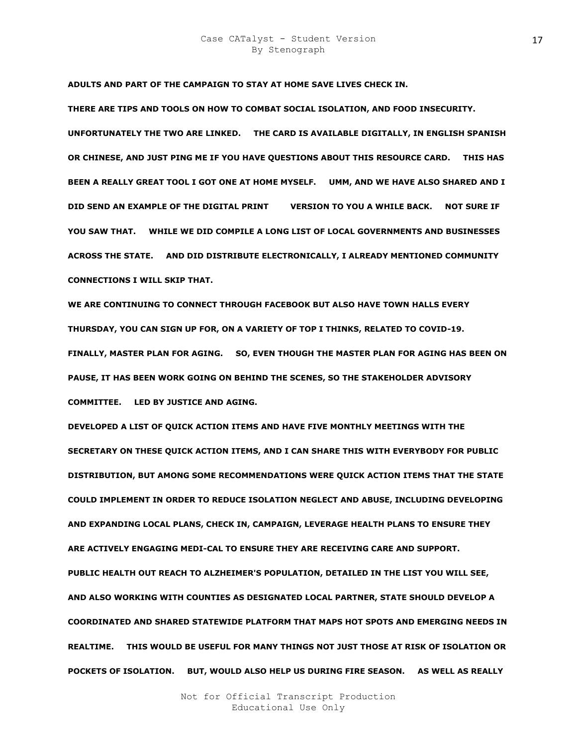**ADULTS AND PART OF THE CAMPAIGN TO STAY AT HOME SAVE LIVES CHECK IN.**

**THERE ARE TIPS AND TOOLS ON HOW TO COMBAT SOCIAL ISOLATION, AND FOOD INSECURITY. UNFORTUNATELY THE TWO ARE LINKED. THE CARD IS AVAILABLE DIGITALLY, IN ENGLISH SPANISH OR CHINESE, AND JUST PING ME IF YOU HAVE QUESTIONS ABOUT THIS RESOURCE CARD. THIS HAS BEEN A REALLY GREAT TOOL I GOT ONE AT HOME MYSELF. UMM, AND WE HAVE ALSO SHARED AND I DID SEND AN EXAMPLE OF THE DIGITAL PRINT VERSION TO YOU A WHILE BACK. NOT SURE IF YOU SAW THAT. WHILE WE DID COMPILE A LONG LIST OF LOCAL GOVERNMENTS AND BUSINESSES ACROSS THE STATE. AND DID DISTRIBUTE ELECTRONICALLY, I ALREADY MENTIONED COMMUNITY CONNECTIONS I WILL SKIP THAT.**

**WE ARE CONTINUING TO CONNECT THROUGH FACEBOOK BUT ALSO HAVE TOWN HALLS EVERY THURSDAY, YOU CAN SIGN UP FOR, ON A VARIETY OF TOP I THINKS, RELATED TO COVID-19. FINALLY, MASTER PLAN FOR AGING. SO, EVEN THOUGH THE MASTER PLAN FOR AGING HAS BEEN ON PAUSE, IT HAS BEEN WORK GOING ON BEHIND THE SCENES, SO THE STAKEHOLDER ADVISORY COMMITTEE. LED BY JUSTICE AND AGING.**

**DEVELOPED A LIST OF QUICK ACTION ITEMS AND HAVE FIVE MONTHLY MEETINGS WITH THE SECRETARY ON THESE QUICK ACTION ITEMS, AND I CAN SHARE THIS WITH EVERYBODY FOR PUBLIC DISTRIBUTION, BUT AMONG SOME RECOMMENDATIONS WERE QUICK ACTION ITEMS THAT THE STATE COULD IMPLEMENT IN ORDER TO REDUCE ISOLATION NEGLECT AND ABUSE, INCLUDING DEVELOPING AND EXPANDING LOCAL PLANS, CHECK IN, CAMPAIGN, LEVERAGE HEALTH PLANS TO ENSURE THEY ARE ACTIVELY ENGAGING MEDI-CAL TO ENSURE THEY ARE RECEIVING CARE AND SUPPORT. PUBLIC HEALTH OUT REACH TO ALZHEIMER'S POPULATION, DETAILED IN THE LIST YOU WILL SEE, AND ALSO WORKING WITH COUNTIES AS DESIGNATED LOCAL PARTNER, STATE SHOULD DEVELOP A COORDINATED AND SHARED STATEWIDE PLATFORM THAT MAPS HOT SPOTS AND EMERGING NEEDS IN REALTIME. THIS WOULD BE USEFUL FOR MANY THINGS NOT JUST THOSE AT RISK OF ISOLATION OR POCKETS OF ISOLATION. BUT, WOULD ALSO HELP US DURING FIRE SEASON. AS WELL AS REALLY**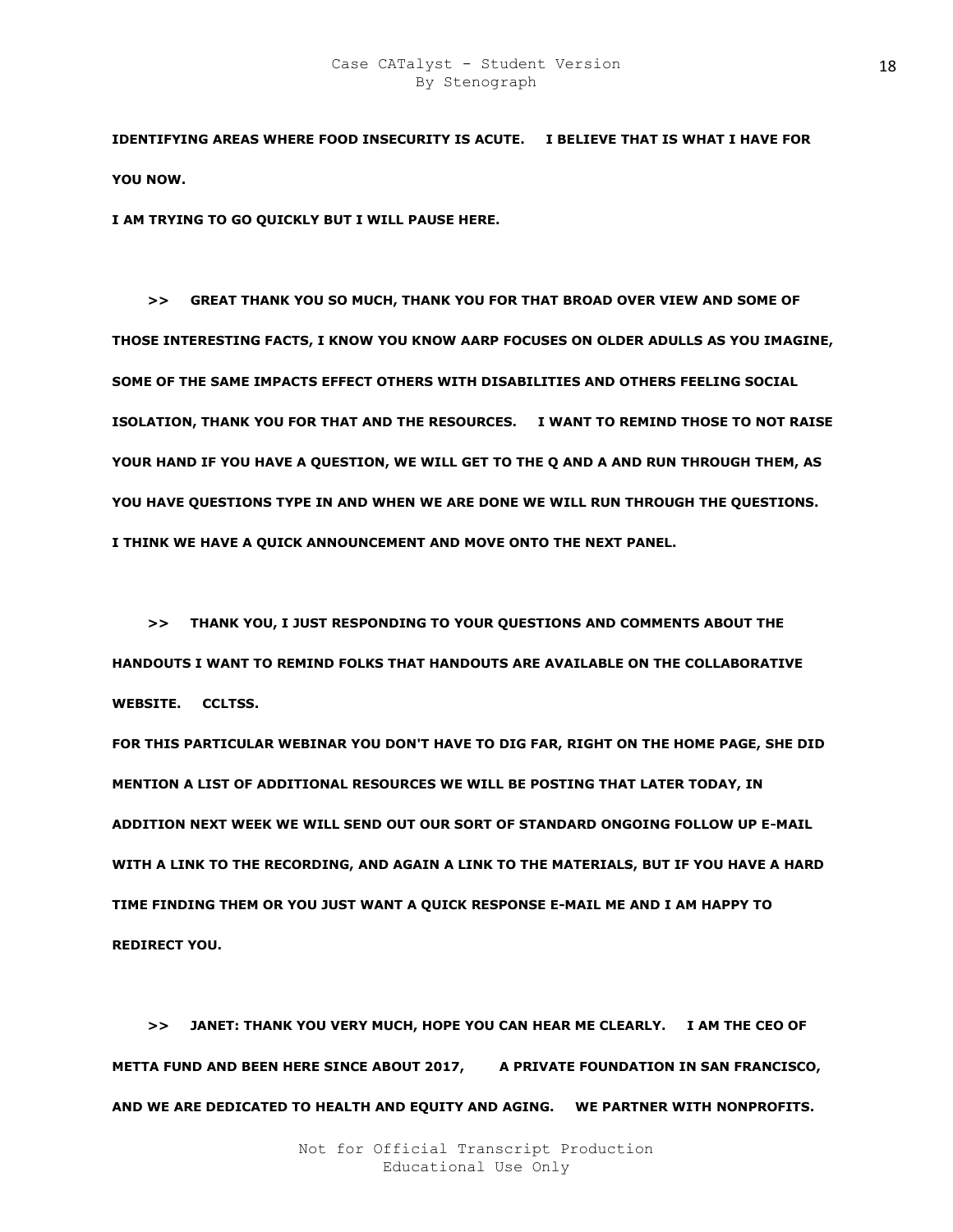**IDENTIFYING AREAS WHERE FOOD INSECURITY IS ACUTE. I BELIEVE THAT IS WHAT I HAVE FOR YOU NOW.**

**I AM TRYING TO GO QUICKLY BUT I WILL PAUSE HERE.**

**>> GREAT THANK YOU SO MUCH, THANK YOU FOR THAT BROAD OVER VIEW AND SOME OF THOSE INTERESTING FACTS, I KNOW YOU KNOW AARP FOCUSES ON OLDER ADULLS AS YOU IMAGINE, SOME OF THE SAME IMPACTS EFFECT OTHERS WITH DISABILITIES AND OTHERS FEELING SOCIAL ISOLATION, THANK YOU FOR THAT AND THE RESOURCES. I WANT TO REMIND THOSE TO NOT RAISE YOUR HAND IF YOU HAVE A QUESTION, WE WILL GET TO THE Q AND A AND RUN THROUGH THEM, AS YOU HAVE QUESTIONS TYPE IN AND WHEN WE ARE DONE WE WILL RUN THROUGH THE QUESTIONS. I THINK WE HAVE A QUICK ANNOUNCEMENT AND MOVE ONTO THE NEXT PANEL.**

**>> THANK YOU, I JUST RESPONDING TO YOUR QUESTIONS AND COMMENTS ABOUT THE HANDOUTS I WANT TO REMIND FOLKS THAT HANDOUTS ARE AVAILABLE ON THE COLLABORATIVE WEBSITE. CCLTSS.**

**FOR THIS PARTICULAR WEBINAR YOU DON'T HAVE TO DIG FAR, RIGHT ON THE HOME PAGE, SHE DID MENTION A LIST OF ADDITIONAL RESOURCES WE WILL BE POSTING THAT LATER TODAY, IN ADDITION NEXT WEEK WE WILL SEND OUT OUR SORT OF STANDARD ONGOING FOLLOW UP E-MAIL WITH A LINK TO THE RECORDING, AND AGAIN A LINK TO THE MATERIALS, BUT IF YOU HAVE A HARD TIME FINDING THEM OR YOU JUST WANT A QUICK RESPONSE E-MAIL ME AND I AM HAPPY TO REDIRECT YOU.**

**>> JANET: THANK YOU VERY MUCH, HOPE YOU CAN HEAR ME CLEARLY. I AM THE CEO OF METTA FUND AND BEEN HERE SINCE ABOUT 2017, A PRIVATE FOUNDATION IN SAN FRANCISCO, AND WE ARE DEDICATED TO HEALTH AND EQUITY AND AGING. WE PARTNER WITH NONPROFITS.**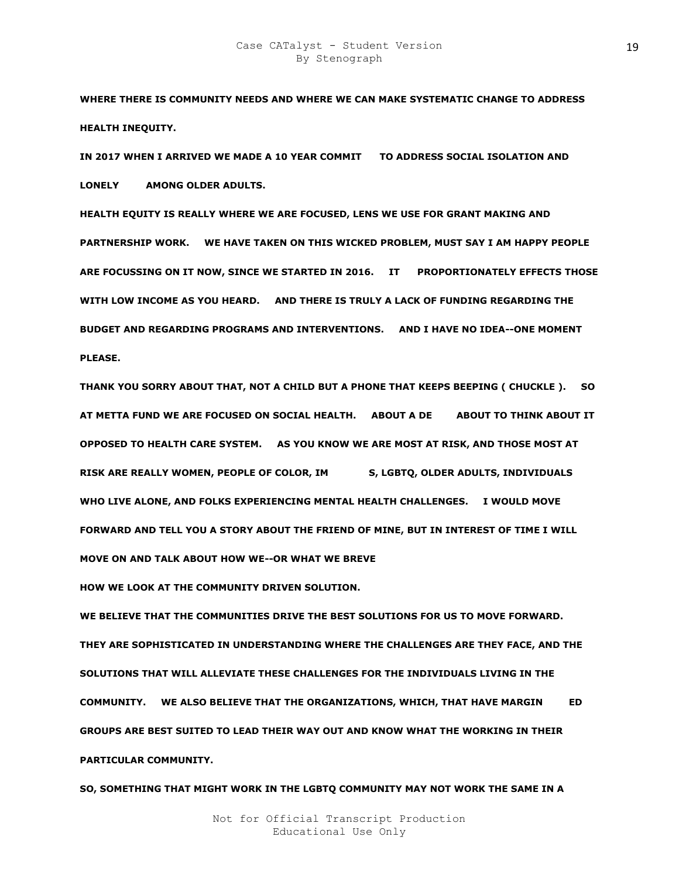**WHERE THERE IS COMMUNITY NEEDS AND WHERE WE CAN MAKE SYSTEMATIC CHANGE TO ADDRESS HEALTH INEQUITY.**

**IN 2017 WHEN I ARRIVED WE MADE A 10 YEAR COMMIT TO ADDRESS SOCIAL ISOLATION AND LONELY AMONG OLDER ADULTS.**

**HEALTH EQUITY IS REALLY WHERE WE ARE FOCUSED, LENS WE USE FOR GRANT MAKING AND PARTNERSHIP WORK. WE HAVE TAKEN ON THIS WICKED PROBLEM, MUST SAY I AM HAPPY PEOPLE ARE FOCUSSING ON IT NOW, SINCE WE STARTED IN 2016. IT PROPORTIONATELY EFFECTS THOSE WITH LOW INCOME AS YOU HEARD. AND THERE IS TRULY A LACK OF FUNDING REGARDING THE BUDGET AND REGARDING PROGRAMS AND INTERVENTIONS. AND I HAVE NO IDEA--ONE MOMENT PLEASE.**

**THANK YOU SORRY ABOUT THAT, NOT A CHILD BUT A PHONE THAT KEEPS BEEPING ( CHUCKLE ). SO AT METTA FUND WE ARE FOCUSED ON SOCIAL HEALTH. ABOUT A DE ABOUT TO THINK ABOUT IT OPPOSED TO HEALTH CARE SYSTEM. AS YOU KNOW WE ARE MOST AT RISK, AND THOSE MOST AT RISK ARE REALLY WOMEN, PEOPLE OF COLOR, IM S, LGBTQ, OLDER ADULTS, INDIVIDUALS WHO LIVE ALONE, AND FOLKS EXPERIENCING MENTAL HEALTH CHALLENGES. I WOULD MOVE FORWARD AND TELL YOU A STORY ABOUT THE FRIEND OF MINE, BUT IN INTEREST OF TIME I WILL MOVE ON AND TALK ABOUT HOW WE--OR WHAT WE BREVE**

**HOW WE LOOK AT THE COMMUNITY DRIVEN SOLUTION.**

**WE BELIEVE THAT THE COMMUNITIES DRIVE THE BEST SOLUTIONS FOR US TO MOVE FORWARD. THEY ARE SOPHISTICATED IN UNDERSTANDING WHERE THE CHALLENGES ARE THEY FACE, AND THE SOLUTIONS THAT WILL ALLEVIATE THESE CHALLENGES FOR THE INDIVIDUALS LIVING IN THE COMMUNITY. WE ALSO BELIEVE THAT THE ORGANIZATIONS, WHICH, THAT HAVE MARGIN ED GROUPS ARE BEST SUITED TO LEAD THEIR WAY OUT AND KNOW WHAT THE WORKING IN THEIR PARTICULAR COMMUNITY.**

**SO, SOMETHING THAT MIGHT WORK IN THE LGBTQ COMMUNITY MAY NOT WORK THE SAME IN A**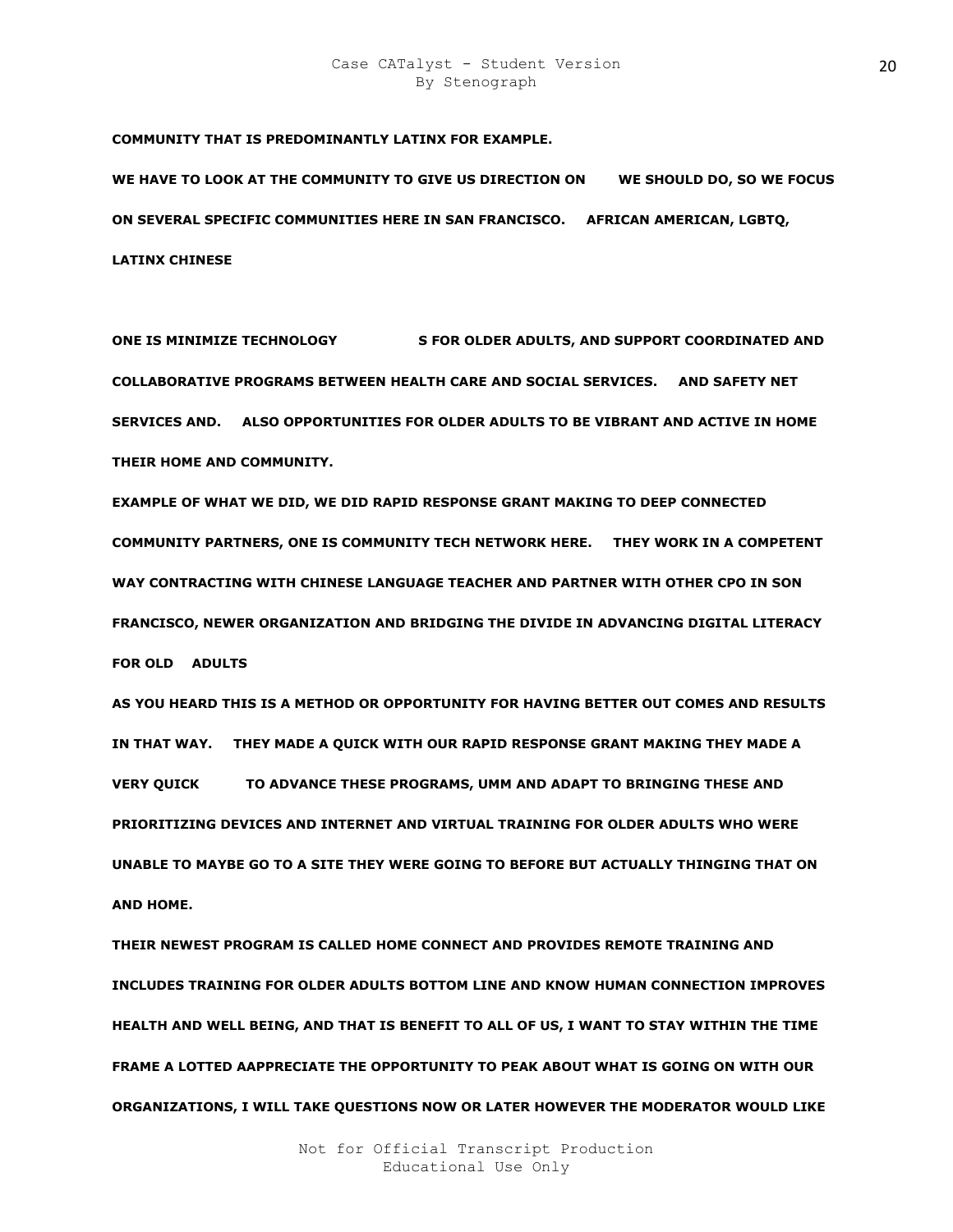**COMMUNITY THAT IS PREDOMINANTLY LATINX FOR EXAMPLE.**

**WE HAVE TO LOOK AT THE COMMUNITY TO GIVE US DIRECTION ON WE SHOULD DO, SO WE FOCUS ON SEVERAL SPECIFIC COMMUNITIES HERE IN SAN FRANCISCO. AFRICAN AMERICAN, LGBTQ, LATINX CHINESE**

**ONE IS MINIMIZE TECHNOLOGY S FOR OLDER ADULTS, AND SUPPORT COORDINATED AND COLLABORATIVE PROGRAMS BETWEEN HEALTH CARE AND SOCIAL SERVICES. AND SAFETY NET SERVICES AND. ALSO OPPORTUNITIES FOR OLDER ADULTS TO BE VIBRANT AND ACTIVE IN HOME THEIR HOME AND COMMUNITY.**

**EXAMPLE OF WHAT WE DID, WE DID RAPID RESPONSE GRANT MAKING TO DEEP CONNECTED COMMUNITY PARTNERS, ONE IS COMMUNITY TECH NETWORK HERE. THEY WORK IN A COMPETENT WAY CONTRACTING WITH CHINESE LANGUAGE TEACHER AND PARTNER WITH OTHER CPO IN SON FRANCISCO, NEWER ORGANIZATION AND BRIDGING THE DIVIDE IN ADVANCING DIGITAL LITERACY FOR OLD ADULTS**

**AS YOU HEARD THIS IS A METHOD OR OPPORTUNITY FOR HAVING BETTER OUT COMES AND RESULTS IN THAT WAY. THEY MADE A QUICK WITH OUR RAPID RESPONSE GRANT MAKING THEY MADE A VERY QUICK TO ADVANCE THESE PROGRAMS, UMM AND ADAPT TO BRINGING THESE AND PRIORITIZING DEVICES AND INTERNET AND VIRTUAL TRAINING FOR OLDER ADULTS WHO WERE UNABLE TO MAYBE GO TO A SITE THEY WERE GOING TO BEFORE BUT ACTUALLY THINGING THAT ON AND HOME.**

**THEIR NEWEST PROGRAM IS CALLED HOME CONNECT AND PROVIDES REMOTE TRAINING AND INCLUDES TRAINING FOR OLDER ADULTS BOTTOM LINE AND KNOW HUMAN CONNECTION IMPROVES HEALTH AND WELL BEING, AND THAT IS BENEFIT TO ALL OF US, I WANT TO STAY WITHIN THE TIME FRAME A LOTTED AAPPRECIATE THE OPPORTUNITY TO PEAK ABOUT WHAT IS GOING ON WITH OUR ORGANIZATIONS, I WILL TAKE QUESTIONS NOW OR LATER HOWEVER THE MODERATOR WOULD LIKE**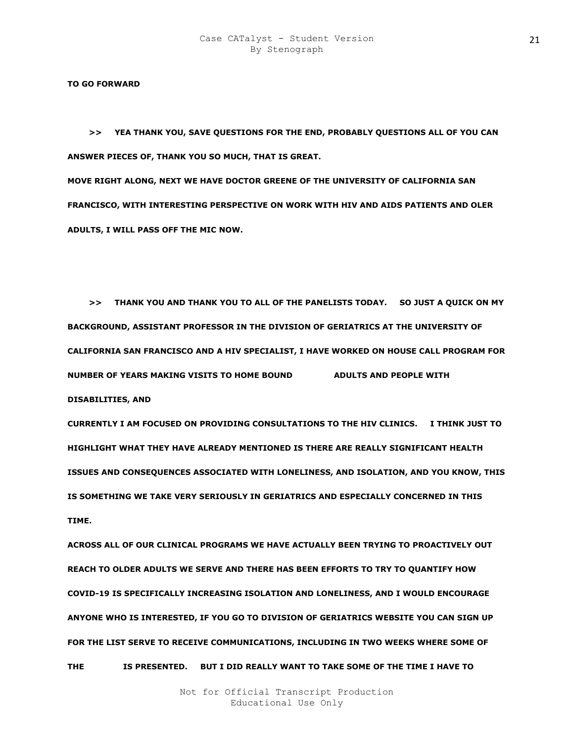**TO GO FORWARD**

**>> YEA THANK YOU, SAVE QUESTIONS FOR THE END, PROBABLY QUESTIONS ALL OF YOU CAN ANSWER PIECES OF, THANK YOU SO MUCH, THAT IS GREAT.**

**MOVE RIGHT ALONG, NEXT WE HAVE DOCTOR GREENE OF THE UNIVERSITY OF CALIFORNIA SAN FRANCISCO, WITH INTERESTING PERSPECTIVE ON WORK WITH HIV AND AIDS PATIENTS AND OLER ADULTS, I WILL PASS OFF THE MIC NOW.**

**>> THANK YOU AND THANK YOU TO ALL OF THE PANELISTS TODAY. SO JUST A QUICK ON MY BACKGROUND, ASSISTANT PROFESSOR IN THE DIVISION OF GERIATRICS AT THE UNIVERSITY OF CALIFORNIA SAN FRANCISCO AND A HIV SPECIALIST, I HAVE WORKED ON HOUSE CALL PROGRAM FOR NUMBER OF YEARS MAKING VISITS TO HOME BOUND ADULTS AND PEOPLE WITH DISABILITIES, AND**

**CURRENTLY I AM FOCUSED ON PROVIDING CONSULTATIONS TO THE HIV CLINICS. I THINK JUST TO HIGHLIGHT WHAT THEY HAVE ALREADY MENTIONED IS THERE ARE REALLY SIGNIFICANT HEALTH ISSUES AND CONSEQUENCES ASSOCIATED WITH LONELINESS, AND ISOLATION, AND YOU KNOW, THIS IS SOMETHING WE TAKE VERY SERIOUSLY IN GERIATRICS AND ESPECIALLY CONCERNED IN THIS TIME.**

**ACROSS ALL OF OUR CLINICAL PROGRAMS WE HAVE ACTUALLY BEEN TRYING TO PROACTIVELY OUT REACH TO OLDER ADULTS WE SERVE AND THERE HAS BEEN EFFORTS TO TRY TO QUANTIFY HOW COVID-19 IS SPECIFICALLY INCREASING ISOLATION AND LONELINESS, AND I WOULD ENCOURAGE ANYONE WHO IS INTERESTED, IF YOU GO TO DIVISION OF GERIATRICS WEBSITE YOU CAN SIGN UP FOR THE LIST SERVE TO RECEIVE COMMUNICATIONS, INCLUDING IN TWO WEEKS WHERE SOME OF THE IS PRESENTED. BUT I DID REALLY WANT TO TAKE SOME OF THE TIME I HAVE TO**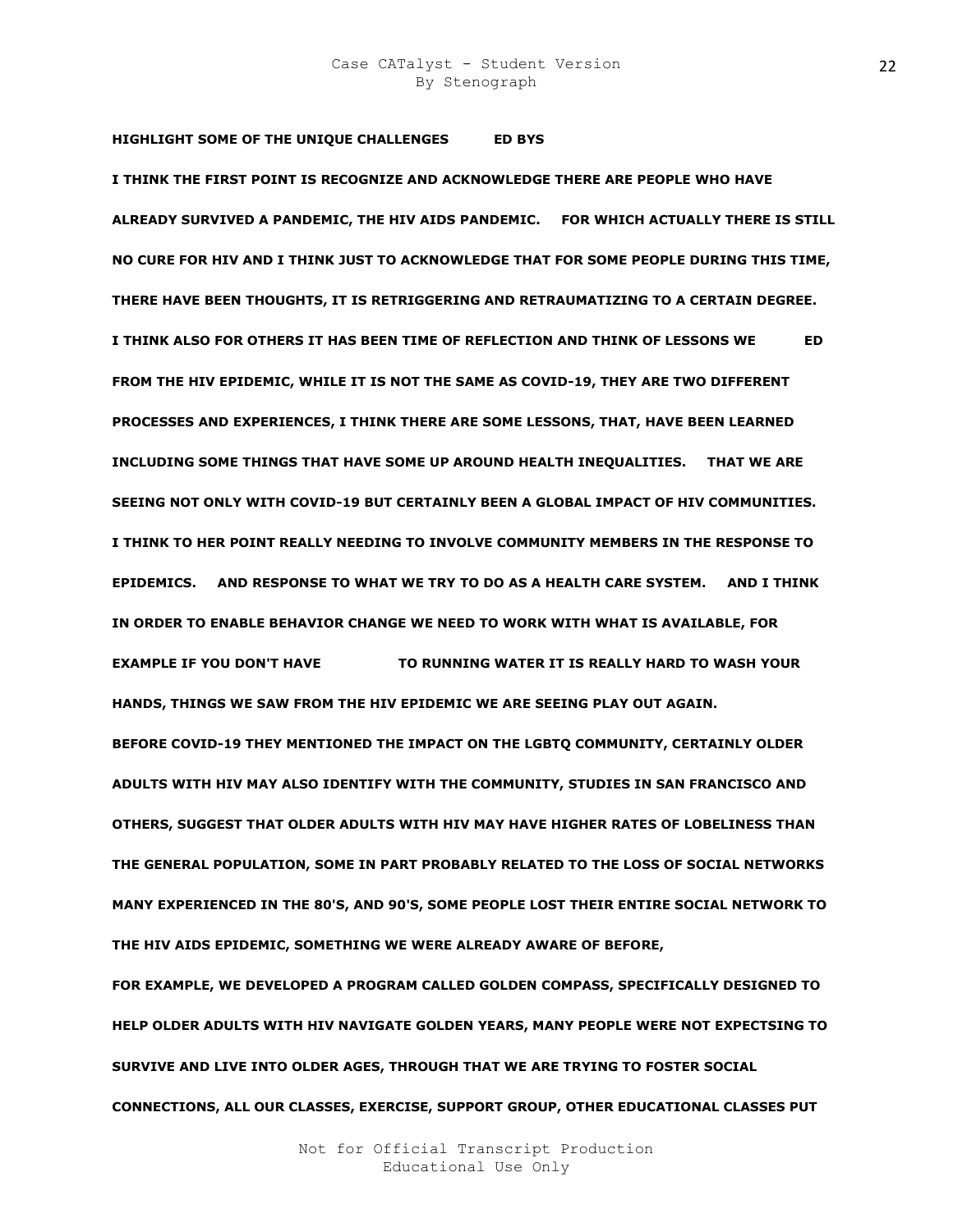**HIGHLIGHT SOME OF THE UNIQUE CHALLENGES ED BYS**

**I THINK THE FIRST POINT IS RECOGNIZE AND ACKNOWLEDGE THERE ARE PEOPLE WHO HAVE ALREADY SURVIVED A PANDEMIC, THE HIV AIDS PANDEMIC. FOR WHICH ACTUALLY THERE IS STILL NO CURE FOR HIV AND I THINK JUST TO ACKNOWLEDGE THAT FOR SOME PEOPLE DURING THIS TIME, THERE HAVE BEEN THOUGHTS, IT IS RETRIGGERING AND RETRAUMATIZING TO A CERTAIN DEGREE.**

**I THINK ALSO FOR OTHERS IT HAS BEEN TIME OF REFLECTION AND THINK OF LESSONS WE ED FROM THE HIV EPIDEMIC, WHILE IT IS NOT THE SAME AS COVID-19, THEY ARE TWO DIFFERENT PROCESSES AND EXPERIENCES, I THINK THERE ARE SOME LESSONS, THAT, HAVE BEEN LEARNED INCLUDING SOME THINGS THAT HAVE SOME UP AROUND HEALTH INEQUALITIES. THAT WE ARE SEEING NOT ONLY WITH COVID-19 BUT CERTAINLY BEEN A GLOBAL IMPACT OF HIV COMMUNITIES.**

**I THINK TO HER POINT REALLY NEEDING TO INVOLVE COMMUNITY MEMBERS IN THE RESPONSE TO EPIDEMICS. AND RESPONSE TO WHAT WE TRY TO DO AS A HEALTH CARE SYSTEM. AND I THINK IN ORDER TO ENABLE BEHAVIOR CHANGE WE NEED TO WORK WITH WHAT IS AVAILABLE, FOR EXAMPLE IF YOU DON'T HAVE TO RUNNING WATER IT IS REALLY HARD TO WASH YOUR HANDS, THINGS WE SAW FROM THE HIV EPIDEMIC WE ARE SEEING PLAY OUT AGAIN.**

**BEFORE COVID-19 THEY MENTIONED THE IMPACT ON THE LGBTQ COMMUNITY, CERTAINLY OLDER ADULTS WITH HIV MAY ALSO IDENTIFY WITH THE COMMUNITY, STUDIES IN SAN FRANCISCO AND OTHERS, SUGGEST THAT OLDER ADULTS WITH HIV MAY HAVE HIGHER RATES OF LOBELINESS THAN THE GENERAL POPULATION, SOME IN PART PROBABLY RELATED TO THE LOSS OF SOCIAL NETWORKS MANY EXPERIENCED IN THE 80'S, AND 90'S, SOME PEOPLE LOST THEIR ENTIRE SOCIAL NETWORK TO THE HIV AIDS EPIDEMIC, SOMETHING WE WERE ALREADY AWARE OF BEFORE,**

**FOR EXAMPLE, WE DEVELOPED A PROGRAM CALLED GOLDEN COMPASS, SPECIFICALLY DESIGNED TO HELP OLDER ADULTS WITH HIV NAVIGATE GOLDEN YEARS, MANY PEOPLE WERE NOT EXPECTSING TO SURVIVE AND LIVE INTO OLDER AGES, THROUGH THAT WE ARE TRYING TO FOSTER SOCIAL CONNECTIONS, ALL OUR CLASSES, EXERCISE, SUPPORT GROUP, OTHER EDUCATIONAL CLASSES PUT**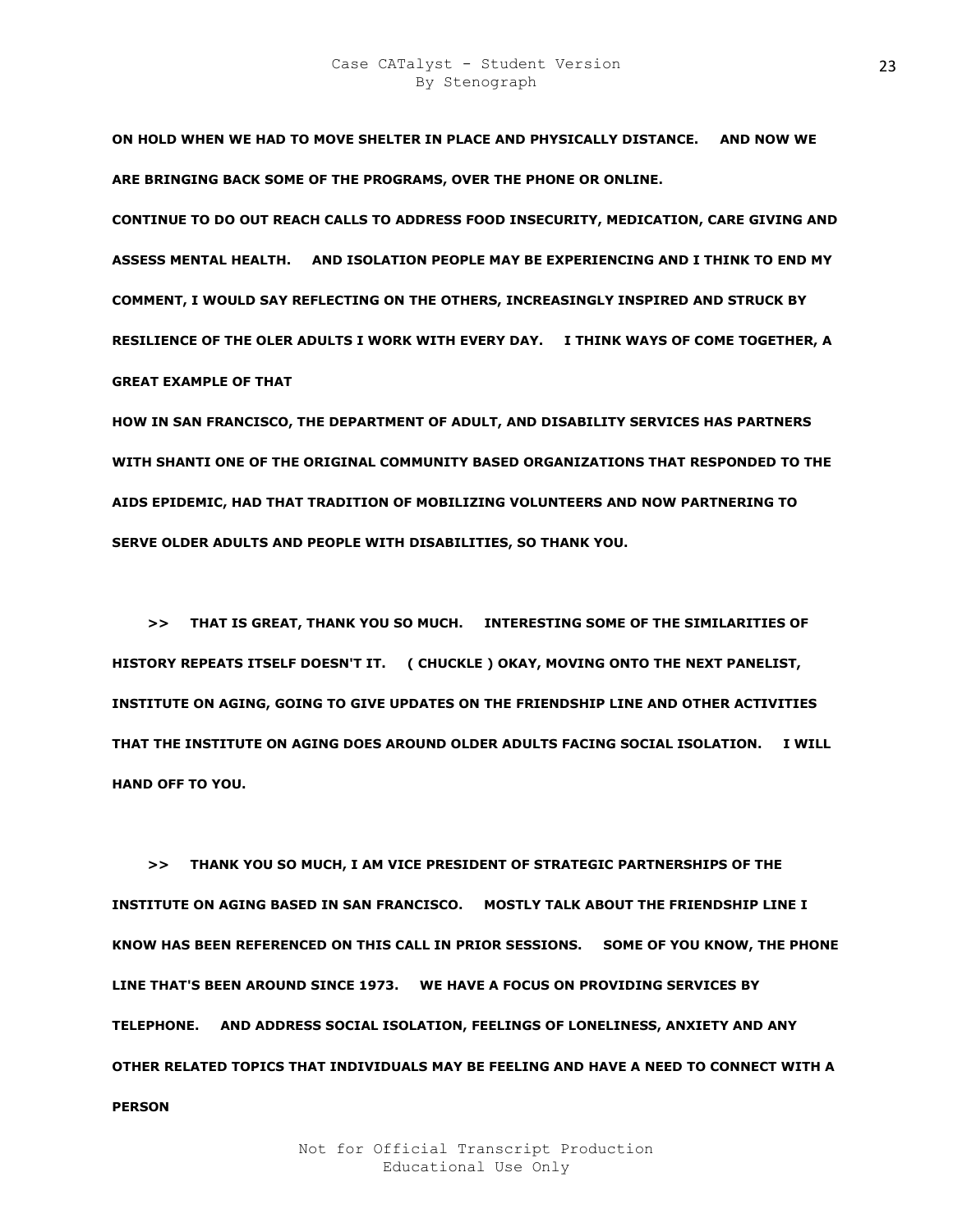**ON HOLD WHEN WE HAD TO MOVE SHELTER IN PLACE AND PHYSICALLY DISTANCE. AND NOW WE ARE BRINGING BACK SOME OF THE PROGRAMS, OVER THE PHONE OR ONLINE.**

**CONTINUE TO DO OUT REACH CALLS TO ADDRESS FOOD INSECURITY, MEDICATION, CARE GIVING AND ASSESS MENTAL HEALTH. AND ISOLATION PEOPLE MAY BE EXPERIENCING AND I THINK TO END MY COMMENT, I WOULD SAY REFLECTING ON THE OTHERS, INCREASINGLY INSPIRED AND STRUCK BY RESILIENCE OF THE OLER ADULTS I WORK WITH EVERY DAY. I THINK WAYS OF COME TOGETHER, A GREAT EXAMPLE OF THAT**

**HOW IN SAN FRANCISCO, THE DEPARTMENT OF ADULT, AND DISABILITY SERVICES HAS PARTNERS WITH SHANTI ONE OF THE ORIGINAL COMMUNITY BASED ORGANIZATIONS THAT RESPONDED TO THE AIDS EPIDEMIC, HAD THAT TRADITION OF MOBILIZING VOLUNTEERS AND NOW PARTNERING TO SERVE OLDER ADULTS AND PEOPLE WITH DISABILITIES, SO THANK YOU.**

**>> THAT IS GREAT, THANK YOU SO MUCH. INTERESTING SOME OF THE SIMILARITIES OF HISTORY REPEATS ITSELF DOESN'T IT. ( CHUCKLE ) OKAY, MOVING ONTO THE NEXT PANELIST, INSTITUTE ON AGING, GOING TO GIVE UPDATES ON THE FRIENDSHIP LINE AND OTHER ACTIVITIES THAT THE INSTITUTE ON AGING DOES AROUND OLDER ADULTS FACING SOCIAL ISOLATION. I WILL HAND OFF TO YOU.**

**>> THANK YOU SO MUCH, I AM VICE PRESIDENT OF STRATEGIC PARTNERSHIPS OF THE INSTITUTE ON AGING BASED IN SAN FRANCISCO. MOSTLY TALK ABOUT THE FRIENDSHIP LINE I KNOW HAS BEEN REFERENCED ON THIS CALL IN PRIOR SESSIONS. SOME OF YOU KNOW, THE PHONE LINE THAT'S BEEN AROUND SINCE 1973. WE HAVE A FOCUS ON PROVIDING SERVICES BY TELEPHONE. AND ADDRESS SOCIAL ISOLATION, FEELINGS OF LONELINESS, ANXIETY AND ANY OTHER RELATED TOPICS THAT INDIVIDUALS MAY BE FEELING AND HAVE A NEED TO CONNECT WITH A PERSON**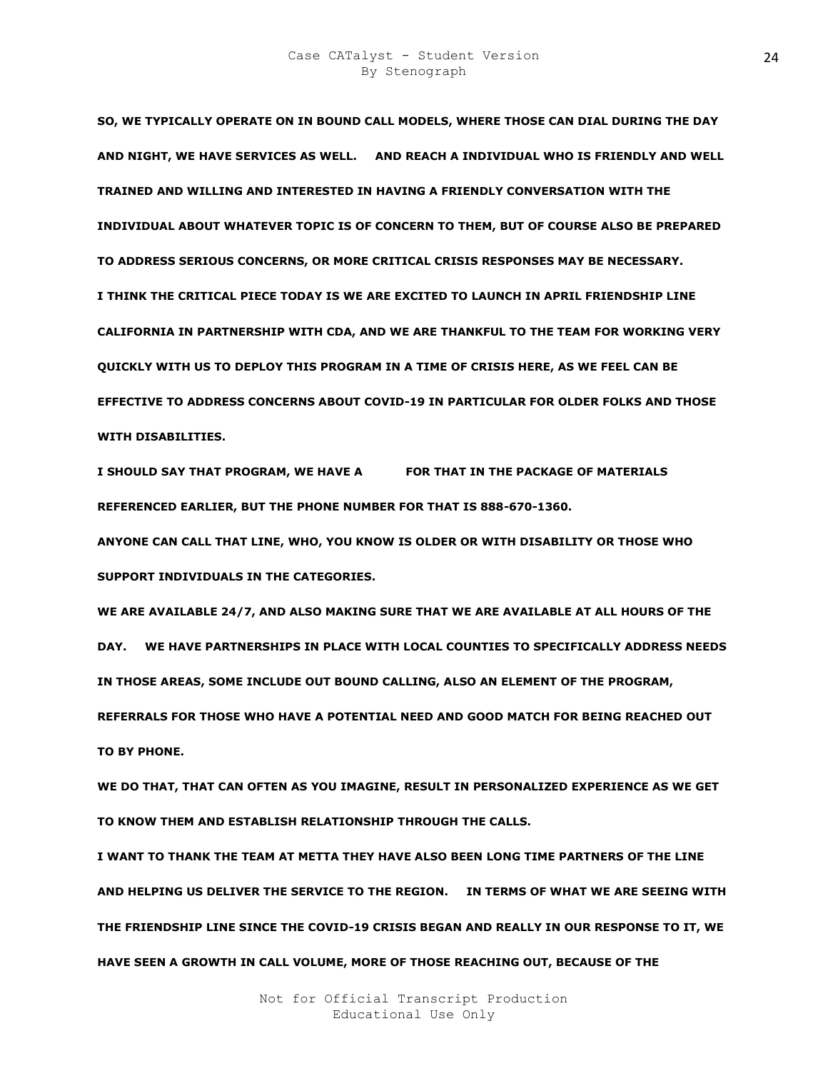**SO, WE TYPICALLY OPERATE ON IN BOUND CALL MODELS, WHERE THOSE CAN DIAL DURING THE DAY AND NIGHT, WE HAVE SERVICES AS WELL.  AND REACH A INDIVIDUAL WHO IS FRIENDLY AND WELL TRAINED AND WILLING AND INTERESTED IN HAVING A FRIENDLY CONVERSATION WITH THE INDIVIDUAL ABOUT WHATEVER TOPIC IS OF CONCERN TO THEM, BUT OF COURSE ALSO BE PREPARED TO ADDRESS SERIOUS CONCERNS, OR MORE CRITICAL CRISIS RESPONSES MAY BE NECESSARY.**

**I THINK THE CRITICAL PIECE TODAY IS WE ARE EXCITED TO LAUNCH IN APRIL FRIENDSHIP LINE CALIFORNIA IN PARTNERSHIP WITH CDA, AND WE ARE THANKFUL TO THE TEAM FOR WORKING VERY QUICKLY WITH US TO DEPLOY THIS PROGRAM IN A TIME OF CRISIS HERE, AS WE FEEL CAN BE EFFECTIVE TO ADDRESS CONCERNS ABOUT COVID-19 IN PARTICULAR FOR OLDER FOLKS AND THOSE WITH DISABILITIES.**

**I SHOULD SAY THAT PROGRAM, WE HAVE A  FOR THAT IN THE PACKAGE OF MATERIALS REFERENCED EARLIER, BUT THE PHONE NUMBER FOR THAT IS 888-670-1360.**

**ANYONE CAN CALL THAT LINE, WHO, YOU KNOW IS OLDER OR WITH DISABILITY OR THOSE WHO SUPPORT INDIVIDUALS IN THE CATEGORIES.**

**WE ARE AVAILABLE 24/7, AND ALSO MAKING SURE THAT WE ARE AVAILABLE AT ALL HOURS OF THE DAY.  WE HAVE PARTNERSHIPS IN PLACE WITH LOCAL COUNTIES TO SPECIFICALLY ADDRESS NEEDS IN THOSE AREAS, SOME INCLUDE OUT BOUND CALLING, ALSO AN ELEMENT OF THE PROGRAM, REFERRALS FOR THOSE WHO HAVE A POTENTIAL NEED AND GOOD MATCH FOR BEING REACHED OUT TO BY PHONE.**

**WE DO THAT, THAT CAN OFTEN AS YOU IMAGINE, RESULT IN PERSONALIZED EXPERIENCE AS WE GET TO KNOW THEM AND ESTABLISH RELATIONSHIP THROUGH THE CALLS.**

**I WANT TO THANK THE TEAM AT METTA THEY HAVE ALSO BEEN LONG TIME PARTNERS OF THE LINE AND HELPING US DELIVER THE SERVICE TO THE REGION.  IN TERMS OF WHAT WE ARE SEEING WITH THE FRIENDSHIP LINE SINCE THE COVID-19 CRISIS BEGAN AND REALLY IN OUR RESPONSE TO IT, WE HAVE SEEN A GROWTH IN CALL VOLUME, MORE OF THOSE REACHING OUT, BECAUSE OF THE**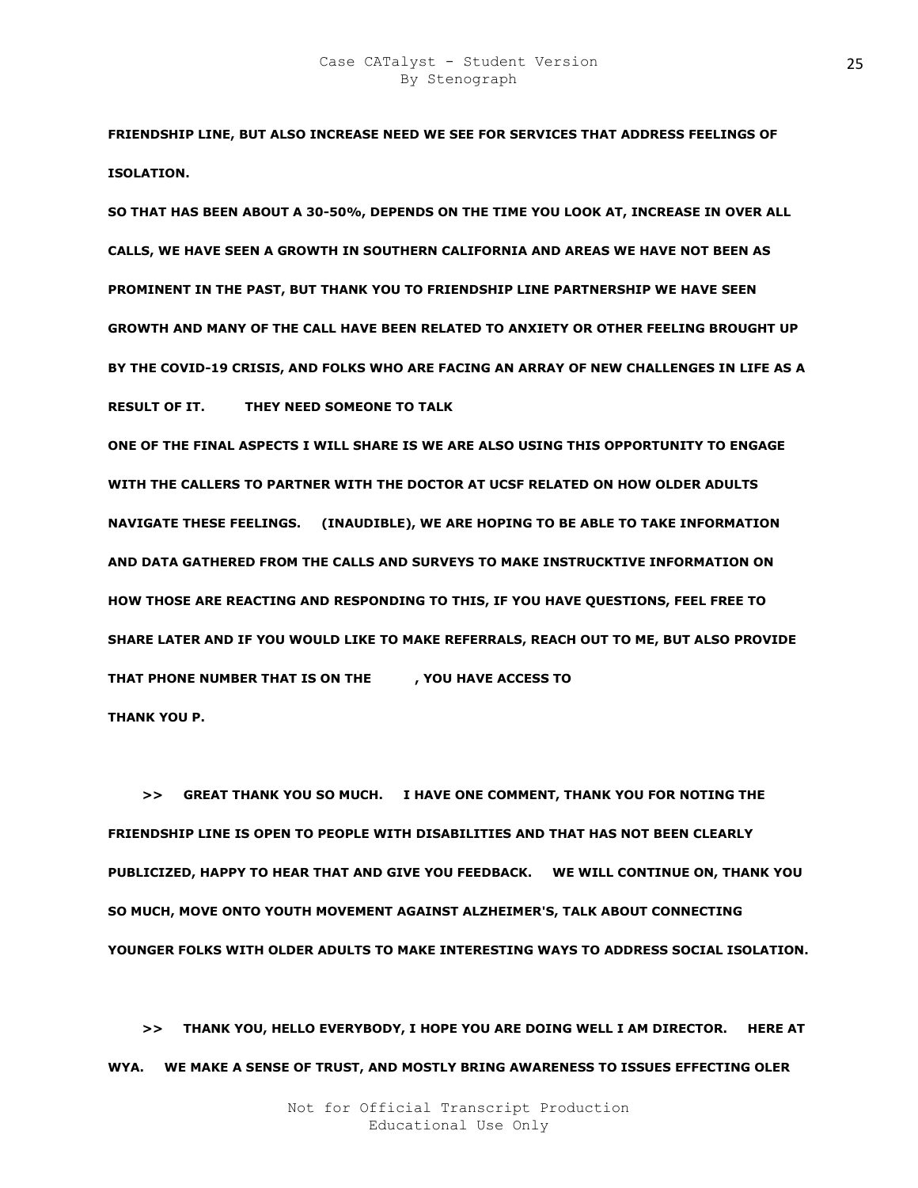**FRIENDSHIP LINE, BUT ALSO INCREASE NEED WE SEE FOR SERVICES THAT ADDRESS FEELINGS OF ISOLATION.**

**SO THAT HAS BEEN ABOUT A 30-50%, DEPENDS ON THE TIME YOU LOOK AT, INCREASE IN OVER ALL CALLS, WE HAVE SEEN A GROWTH IN SOUTHERN CALIFORNIA AND AREAS WE HAVE NOT BEEN AS PROMINENT IN THE PAST, BUT THANK YOU TO FRIENDSHIP LINE PARTNERSHIP WE HAVE SEEN GROWTH AND MANY OF THE CALL HAVE BEEN RELATED TO ANXIETY OR OTHER FEELING BROUGHT UP BY THE COVID-19 CRISIS, AND FOLKS WHO ARE FACING AN ARRAY OF NEW CHALLENGES IN LIFE AS A RESULT OF IT. THEY NEED SOMEONE TO TALK**

**ONE OF THE FINAL ASPECTS I WILL SHARE IS WE ARE ALSO USING THIS OPPORTUNITY TO ENGAGE WITH THE CALLERS TO PARTNER WITH THE DOCTOR AT UCSF RELATED ON HOW OLDER ADULTS NAVIGATE THESE FEELINGS. (INAUDIBLE), WE ARE HOPING TO BE ABLE TO TAKE INFORMATION AND DATA GATHERED FROM THE CALLS AND SURVEYS TO MAKE INSTRUCKTIVE INFORMATION ON HOW THOSE ARE REACTING AND RESPONDING TO THIS, IF YOU HAVE QUESTIONS, FEEL FREE TO SHARE LATER AND IF YOU WOULD LIKE TO MAKE REFERRALS, REACH OUT TO ME, BUT ALSO PROVIDE THAT PHONE NUMBER THAT IS ON THE , YOU HAVE ACCESS TO**

**THANK YOU P.**

**>> GREAT THANK YOU SO MUCH. I HAVE ONE COMMENT, THANK YOU FOR NOTING THE FRIENDSHIP LINE IS OPEN TO PEOPLE WITH DISABILITIES AND THAT HAS NOT BEEN CLEARLY PUBLICIZED, HAPPY TO HEAR THAT AND GIVE YOU FEEDBACK. WE WILL CONTINUE ON, THANK YOU SO MUCH, MOVE ONTO YOUTH MOVEMENT AGAINST ALZHEIMER'S, TALK ABOUT CONNECTING YOUNGER FOLKS WITH OLDER ADULTS TO MAKE INTERESTING WAYS TO ADDRESS SOCIAL ISOLATION.**

**>> THANK YOU, HELLO EVERYBODY, I HOPE YOU ARE DOING WELL I AM DIRECTOR. HERE AT WYA. WE MAKE A SENSE OF TRUST, AND MOSTLY BRING AWARENESS TO ISSUES EFFECTING OLER**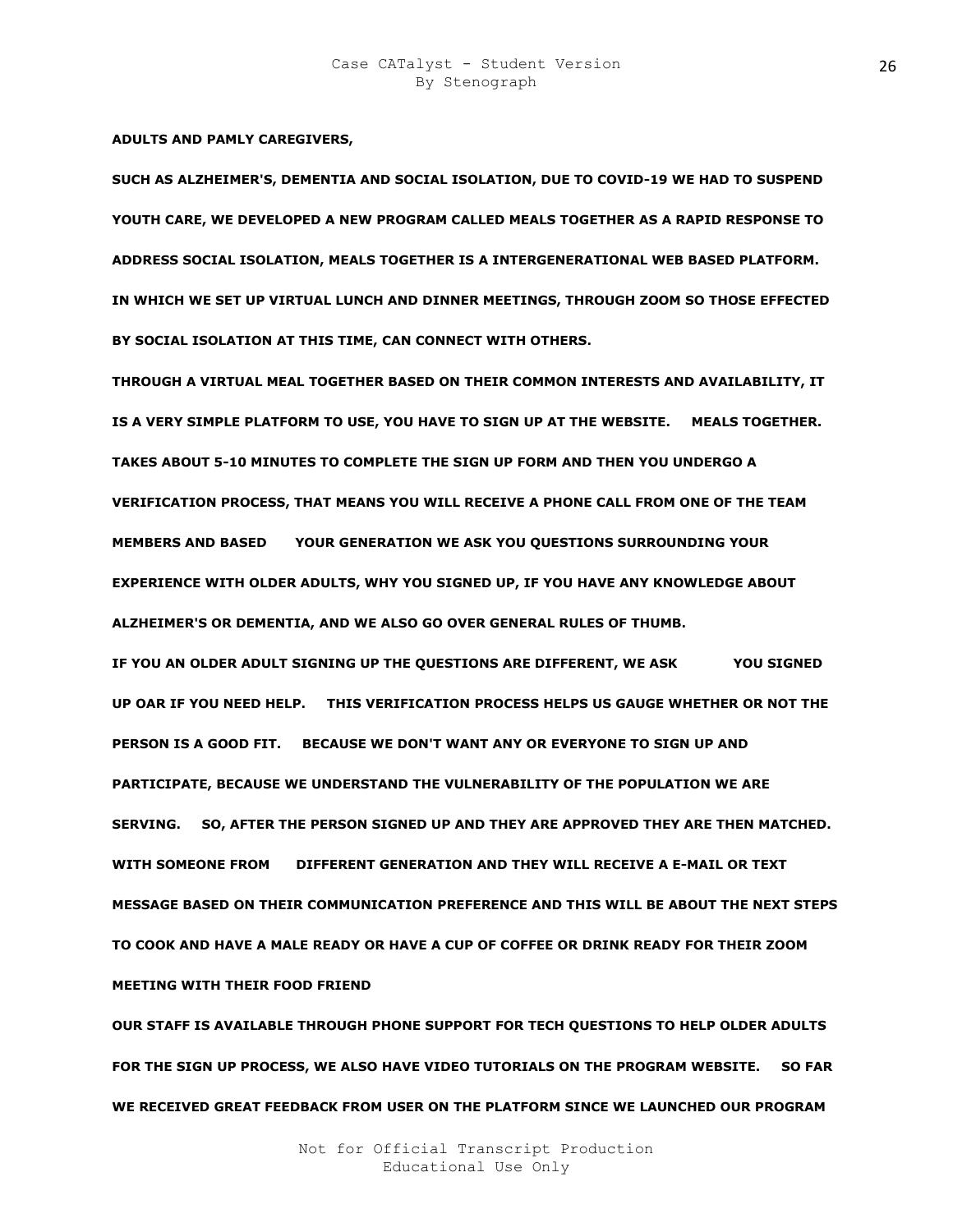**ADULTS AND PAMLY CAREGIVERS,**

**SUCH AS ALZHEIMER'S, DEMENTIA AND SOCIAL ISOLATION, DUE TO COVID-19 WE HAD TO SUSPEND YOUTH CARE, WE DEVELOPED A NEW PROGRAM CALLED MEALS TOGETHER AS A RAPID RESPONSE TO ADDRESS SOCIAL ISOLATION, MEALS TOGETHER IS A INTERGENERATIONAL WEB BASED PLATFORM. IN WHICH WE SET UP VIRTUAL LUNCH AND DINNER MEETINGS, THROUGH ZOOM SO THOSE EFFECTED BY SOCIAL ISOLATION AT THIS TIME, CAN CONNECT WITH OTHERS.**

**THROUGH A VIRTUAL MEAL TOGETHER BASED ON THEIR COMMON INTERESTS AND AVAILABILITY, IT IS A VERY SIMPLE PLATFORM TO USE, YOU HAVE TO SIGN UP AT THE WEBSITE. MEALS TOGETHER. TAKES ABOUT 5-10 MINUTES TO COMPLETE THE SIGN UP FORM AND THEN YOU UNDERGO A VERIFICATION PROCESS, THAT MEANS YOU WILL RECEIVE A PHONE CALL FROM ONE OF THE TEAM MEMBERS AND BASED YOUR GENERATION WE ASK YOU QUESTIONS SURROUNDING YOUR EXPERIENCE WITH OLDER ADULTS, WHY YOU SIGNED UP, IF YOU HAVE ANY KNOWLEDGE ABOUT ALZHEIMER'S OR DEMENTIA, AND WE ALSO GO OVER GENERAL RULES OF THUMB.**

**IF YOU AN OLDER ADULT SIGNING UP THE QUESTIONS ARE DIFFERENT, WE ASK YOU SIGNED UP OAR IF YOU NEED HELP. THIS VERIFICATION PROCESS HELPS US GAUGE WHETHER OR NOT THE PERSON IS A GOOD FIT. BECAUSE WE DON'T WANT ANY OR EVERYONE TO SIGN UP AND PARTICIPATE, BECAUSE WE UNDERSTAND THE VULNERABILITY OF THE POPULATION WE ARE SERVING. SO, AFTER THE PERSON SIGNED UP AND THEY ARE APPROVED THEY ARE THEN MATCHED. WITH SOMEONE FROM DIFFERENT GENERATION AND THEY WILL RECEIVE A E-MAIL OR TEXT MESSAGE BASED ON THEIR COMMUNICATION PREFERENCE AND THIS WILL BE ABOUT THE NEXT STEPS TO COOK AND HAVE A MALE READY OR HAVE A CUP OF COFFEE OR DRINK READY FOR THEIR ZOOM MEETING WITH THEIR FOOD FRIEND**

**OUR STAFF IS AVAILABLE THROUGH PHONE SUPPORT FOR TECH QUESTIONS TO HELP OLDER ADULTS FOR THE SIGN UP PROCESS, WE ALSO HAVE VIDEO TUTORIALS ON THE PROGRAM WEBSITE. SO FAR WE RECEIVED GREAT FEEDBACK FROM USER ON THE PLATFORM SINCE WE LAUNCHED OUR PROGRAM**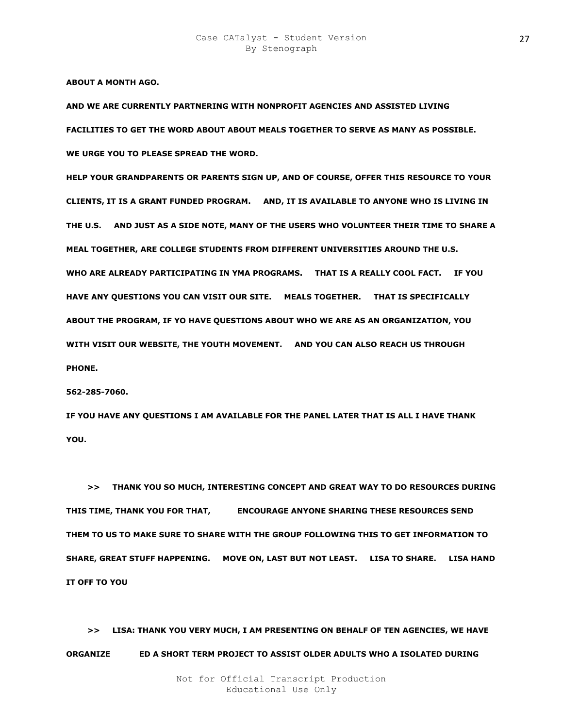**ABOUT A MONTH AGO.**

**AND WE ARE CURRENTLY PARTNERING WITH NONPROFIT AGENCIES AND ASSISTED LIVING FACILITIES TO GET THE WORD ABOUT ABOUT MEALS TOGETHER TO SERVE AS MANY AS POSSIBLE.**

**WE URGE YOU TO PLEASE SPREAD THE WORD.**

**HELP YOUR GRANDPARENTS OR PARENTS SIGN UP, AND OF COURSE, OFFER THIS RESOURCE TO YOUR CLIENTS, IT IS A GRANT FUNDED PROGRAM. AND, IT IS AVAILABLE TO ANYONE WHO IS LIVING IN THE U.S. AND JUST AS A SIDE NOTE, MANY OF THE USERS WHO VOLUNTEER THEIR TIME TO SHARE A MEAL TOGETHER, ARE COLLEGE STUDENTS FROM DIFFERENT UNIVERSITIES AROUND THE U.S. WHO ARE ALREADY PARTICIPATING IN YMA PROGRAMS. THAT IS A REALLY COOL FACT. IF YOU HAVE ANY QUESTIONS YOU CAN VISIT OUR SITE. MEALS TOGETHER. THAT IS SPECIFICALLY ABOUT THE PROGRAM, IF YO HAVE QUESTIONS ABOUT WHO WE ARE AS AN ORGANIZATION, YOU WITH VISIT OUR WEBSITE, THE YOUTH MOVEMENT. AND YOU CAN ALSO REACH US THROUGH PHONE.**

**562-285-7060.**

**IF YOU HAVE ANY QUESTIONS I AM AVAILABLE FOR THE PANEL LATER THAT IS ALL I HAVE THANK YOU.**

**>> THANK YOU SO MUCH, INTERESTING CONCEPT AND GREAT WAY TO DO RESOURCES DURING THIS TIME, THANK YOU FOR THAT, ENCOURAGE ANYONE SHARING THESE RESOURCES SEND THEM TO US TO MAKE SURE TO SHARE WITH THE GROUP FOLLOWING THIS TO GET INFORMATION TO SHARE, GREAT STUFF HAPPENING. MOVE ON, LAST BUT NOT LEAST. LISA TO SHARE. LISA HAND IT OFF TO YOU**

**>> LISA: THANK YOU VERY MUCH, I AM PRESENTING ON BEHALF OF TEN AGENCIES, WE HAVE ORGANIZE ED A SHORT TERM PROJECT TO ASSIST OLDER ADULTS WHO A ISOLATED DURING**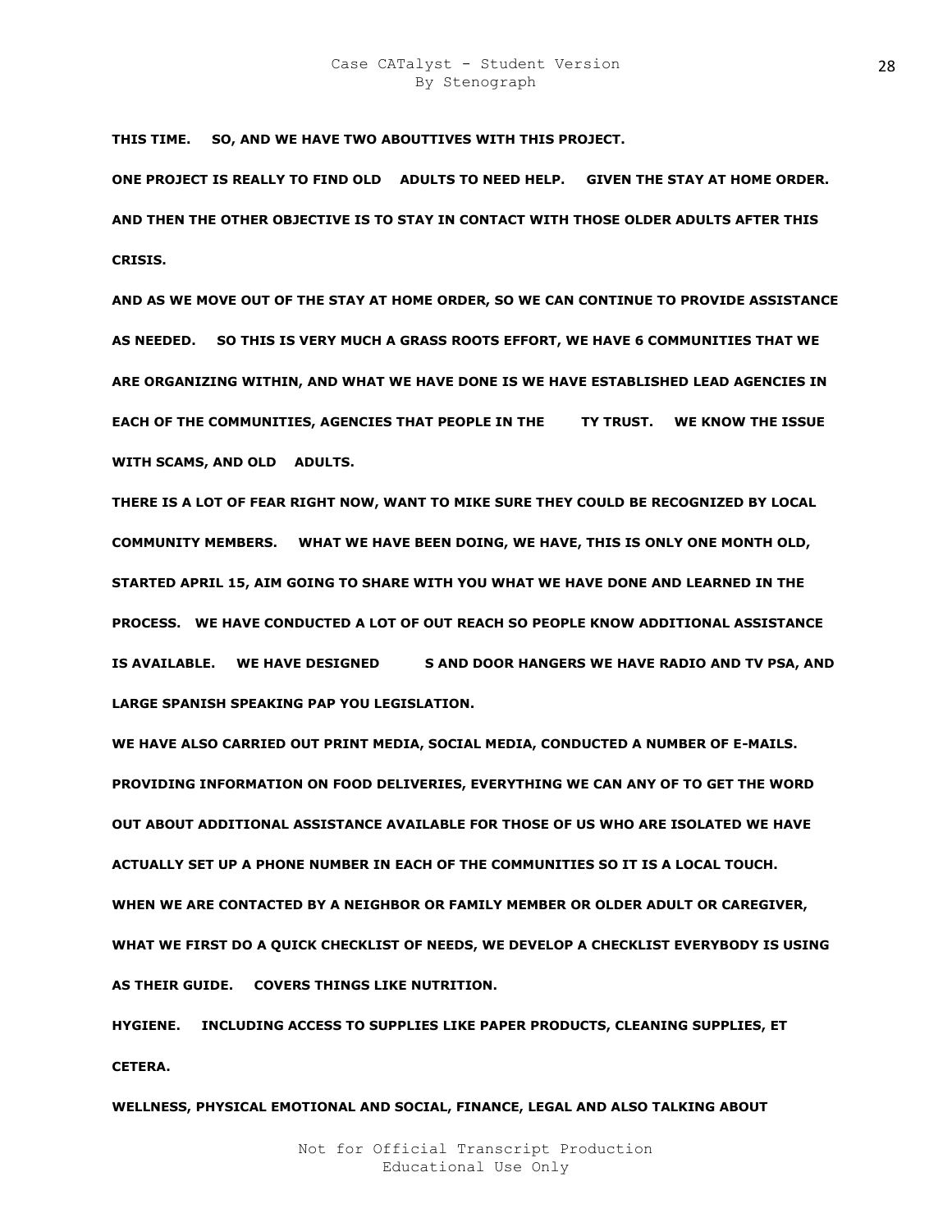**THIS TIME. SO, AND WE HAVE TWO ABOUTTIVES WITH THIS PROJECT.**

**ONE PROJECT IS REALLY TO FIND OLD ADULTS TO NEED HELP. GIVEN THE STAY AT HOME ORDER.**

**AND THEN THE OTHER OBJECTIVE IS TO STAY IN CONTACT WITH THOSE OLDER ADULTS AFTER THIS CRISIS.**

**AND AS WE MOVE OUT OF THE STAY AT HOME ORDER, SO WE CAN CONTINUE TO PROVIDE ASSISTANCE AS NEEDED. SO THIS IS VERY MUCH A GRASS ROOTS EFFORT, WE HAVE 6 COMMUNITIES THAT WE ARE ORGANIZING WITHIN, AND WHAT WE HAVE DONE IS WE HAVE ESTABLISHED LEAD AGENCIES IN EACH OF THE COMMUNITIES, AGENCIES THAT PEOPLE IN THE TY TRUST. WE KNOW THE ISSUE WITH SCAMS, AND OLD ADULTS.**

**THERE IS A LOT OF FEAR RIGHT NOW, WANT TO MIKE SURE THEY COULD BE RECOGNIZED BY LOCAL COMMUNITY MEMBERS. WHAT WE HAVE BEEN DOING, WE HAVE, THIS IS ONLY ONE MONTH OLD, STARTED APRIL 15, AIM GOING TO SHARE WITH YOU WHAT WE HAVE DONE AND LEARNED IN THE PROCESS. WE HAVE CONDUCTED A LOT OF OUT REACH SO PEOPLE KNOW ADDITIONAL ASSISTANCE IS AVAILABLE. WE HAVE DESIGNED S AND DOOR HANGERS WE HAVE RADIO AND TV PSA, AND LARGE SPANISH SPEAKING PAP YOU LEGISLATION.**

**WE HAVE ALSO CARRIED OUT PRINT MEDIA, SOCIAL MEDIA, CONDUCTED A NUMBER OF E-MAILS. PROVIDING INFORMATION ON FOOD DELIVERIES, EVERYTHING WE CAN ANY OF TO GET THE WORD OUT ABOUT ADDITIONAL ASSISTANCE AVAILABLE FOR THOSE OF US WHO ARE ISOLATED WE HAVE ACTUALLY SET UP A PHONE NUMBER IN EACH OF THE COMMUNITIES SO IT IS A LOCAL TOUCH. WHEN WE ARE CONTACTED BY A NEIGHBOR OR FAMILY MEMBER OR OLDER ADULT OR CAREGIVER, WHAT WE FIRST DO A QUICK CHECKLIST OF NEEDS, WE DEVELOP A CHECKLIST EVERYBODY IS USING AS THEIR GUIDE. COVERS THINGS LIKE NUTRITION.**

**HYGIENE. INCLUDING ACCESS TO SUPPLIES LIKE PAPER PRODUCTS, CLEANING SUPPLIES, ET CETERA.**

**WELLNESS, PHYSICAL EMOTIONAL AND SOCIAL, FINANCE, LEGAL AND ALSO TALKING ABOUT**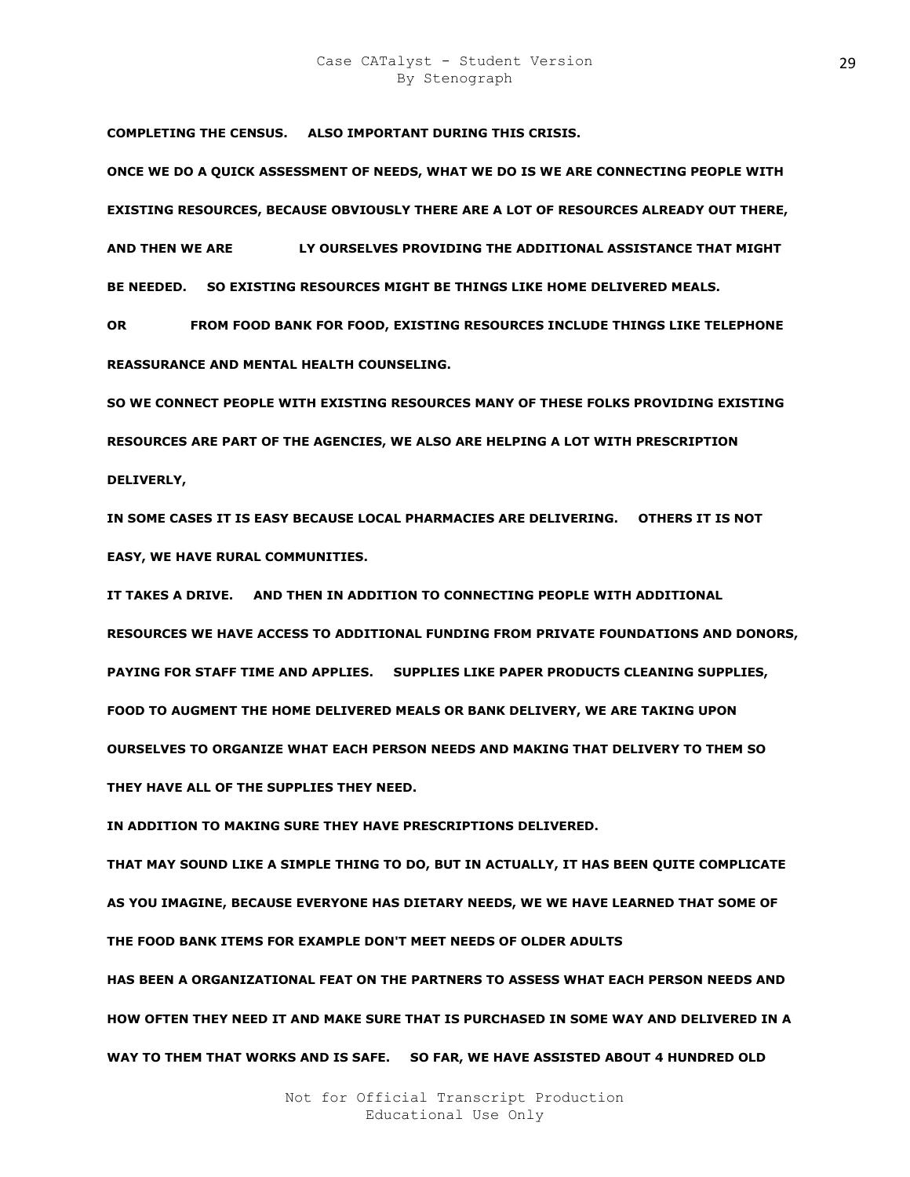**COMPLETING THE CENSUS.     ALSO IMPORTANT DURING THIS CRISIS.**

**ONCE WE DO A QUICK ASSESSMENT OF NEEDS, WHAT WE DO IS WE ARE CONNECTING PEOPLE WITH EXISTING RESOURCES, BECAUSE OBVIOUSLY THERE ARE A LOT OF RESOURCES ALREADY OUT THERE, AND THEN WE ARE              LY OURSELVES PROVIDING THE ADDITIONAL ASSISTANCE THAT MIGHT BE NEEDED.     SO EXISTING RESOURCES MIGHT BE THINGS LIKE HOME DELIVERED MEALS.**

**OR              FROM FOOD BANK FOR FOOD, EXISTING RESOURCES INCLUDE THINGS LIKE TELEPHONE REASSURANCE AND MENTAL HEALTH COUNSELING.**

**SO WE CONNECT PEOPLE WITH EXISTING RESOURCES MANY OF THESE FOLKS PROVIDING EXISTING RESOURCES ARE PART OF THE AGENCIES, WE ALSO ARE HELPING A LOT WITH PRESCRIPTION DELIVERLY,**

**IN SOME CASES IT IS EASY BECAUSE LOCAL PHARMACIES ARE DELIVERING.     OTHERS IT IS NOT EASY, WE HAVE RURAL COMMUNITIES.**

**IT TAKES A DRIVE.     AND THEN IN ADDITION TO CONNECTING PEOPLE WITH ADDITIONAL RESOURCES WE HAVE ACCESS TO ADDITIONAL FUNDING FROM PRIVATE FOUNDATIONS AND DONORS, PAYING FOR STAFF TIME AND APPLIES.     SUPPLIES LIKE PAPER PRODUCTS CLEANING SUPPLIES, FOOD TO AUGMENT THE HOME DELIVERED MEALS OR BANK DELIVERY, WE ARE TAKING UPON OURSELVES TO ORGANIZE WHAT EACH PERSON NEEDS AND MAKING THAT DELIVERY TO THEM SO THEY HAVE ALL OF THE SUPPLIES THEY NEED.**

**IN ADDITION TO MAKING SURE THEY HAVE PRESCRIPTIONS DELIVERED.**

**THAT MAY SOUND LIKE A SIMPLE THING TO DO, BUT IN ACTUALLY, IT HAS BEEN QUITE COMPLICATE AS YOU IMAGINE, BECAUSE EVERYONE HAS DIETARY NEEDS, WE WE HAVE LEARNED THAT SOME OF THE FOOD BANK ITEMS FOR EXAMPLE DON'T MEET NEEDS OF OLDER ADULTS**

**HAS BEEN A ORGANIZATIONAL FEAT ON THE PARTNERS TO ASSESS WHAT EACH PERSON NEEDS AND HOW OFTEN THEY NEED IT AND MAKE SURE THAT IS PURCHASED IN SOME WAY AND DELIVERED IN A WAY TO THEM THAT WORKS AND IS SAFE.     SO FAR, WE HAVE ASSISTED ABOUT 4 HUNDRED OLD**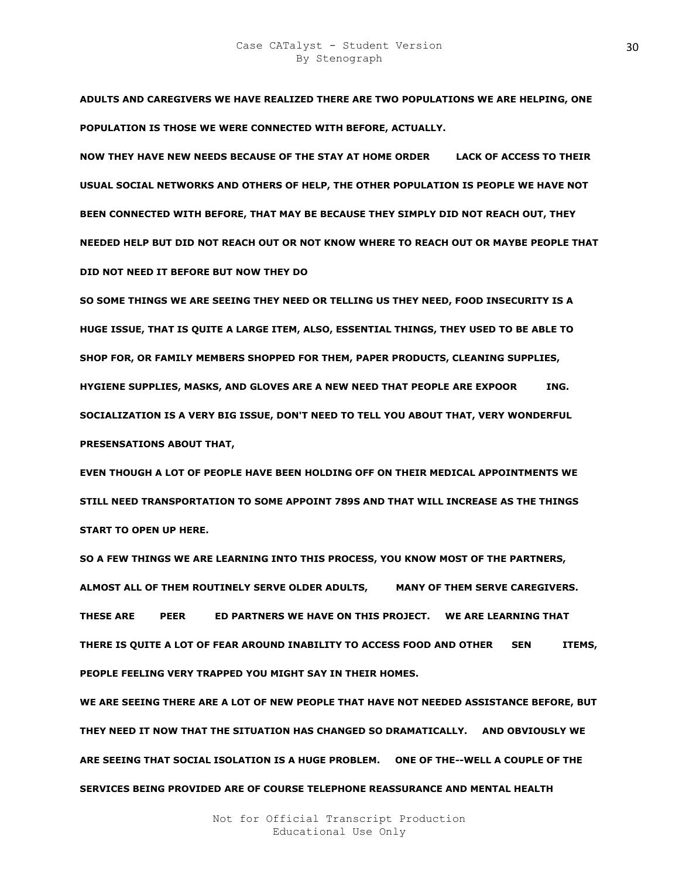**ADULTS AND CAREGIVERS WE HAVE REALIZED THERE ARE TWO POPULATIONS WE ARE HELPING, ONE POPULATION IS THOSE WE WERE CONNECTED WITH BEFORE, ACTUALLY.**

**NOW THEY HAVE NEW NEEDS BECAUSE OF THE STAY AT HOME ORDER LACK OF ACCESS TO THEIR USUAL SOCIAL NETWORKS AND OTHERS OF HELP, THE OTHER POPULATION IS PEOPLE WE HAVE NOT BEEN CONNECTED WITH BEFORE, THAT MAY BE BECAUSE THEY SIMPLY DID NOT REACH OUT, THEY NEEDED HELP BUT DID NOT REACH OUT OR NOT KNOW WHERE TO REACH OUT OR MAYBE PEOPLE THAT DID NOT NEED IT BEFORE BUT NOW THEY DO**

**SO SOME THINGS WE ARE SEEING THEY NEED OR TELLING US THEY NEED, FOOD INSECURITY IS A HUGE ISSUE, THAT IS QUITE A LARGE ITEM, ALSO, ESSENTIAL THINGS, THEY USED TO BE ABLE TO SHOP FOR, OR FAMILY MEMBERS SHOPPED FOR THEM, PAPER PRODUCTS, CLEANING SUPPLIES, HYGIENE SUPPLIES, MASKS, AND GLOVES ARE A NEW NEED THAT PEOPLE ARE EXPOOR ING.**

**SOCIALIZATION IS A VERY BIG ISSUE, DON'T NEED TO TELL YOU ABOUT THAT, VERY WONDERFUL PRESENSATIONS ABOUT THAT,**

**EVEN THOUGH A LOT OF PEOPLE HAVE BEEN HOLDING OFF ON THEIR MEDICAL APPOINTMENTS WE STILL NEED TRANSPORTATION TO SOME APPOINT 789S AND THAT WILL INCREASE AS THE THINGS START TO OPEN UP HERE.**

**SO A FEW THINGS WE ARE LEARNING INTO THIS PROCESS, YOU KNOW MOST OF THE PARTNERS, ALMOST ALL OF THEM ROUTINELY SERVE OLDER ADULTS, MANY OF THEM SERVE CAREGIVERS. THESE ARE PEER ED PARTNERS WE HAVE ON THIS PROJECT. WE ARE LEARNING THAT THERE IS QUITE A LOT OF FEAR AROUND INABILITY TO ACCESS FOOD AND OTHER SEN ITEMS, PEOPLE FEELING VERY TRAPPED YOU MIGHT SAY IN THEIR HOMES.**

**WE ARE SEEING THERE ARE A LOT OF NEW PEOPLE THAT HAVE NOT NEEDED ASSISTANCE BEFORE, BUT THEY NEED IT NOW THAT THE SITUATION HAS CHANGED SO DRAMATICALLY. AND OBVIOUSLY WE ARE SEEING THAT SOCIAL ISOLATION IS A HUGE PROBLEM. ONE OF THE--WELL A COUPLE OF THE SERVICES BEING PROVIDED ARE OF COURSE TELEPHONE REASSURANCE AND MENTAL HEALTH**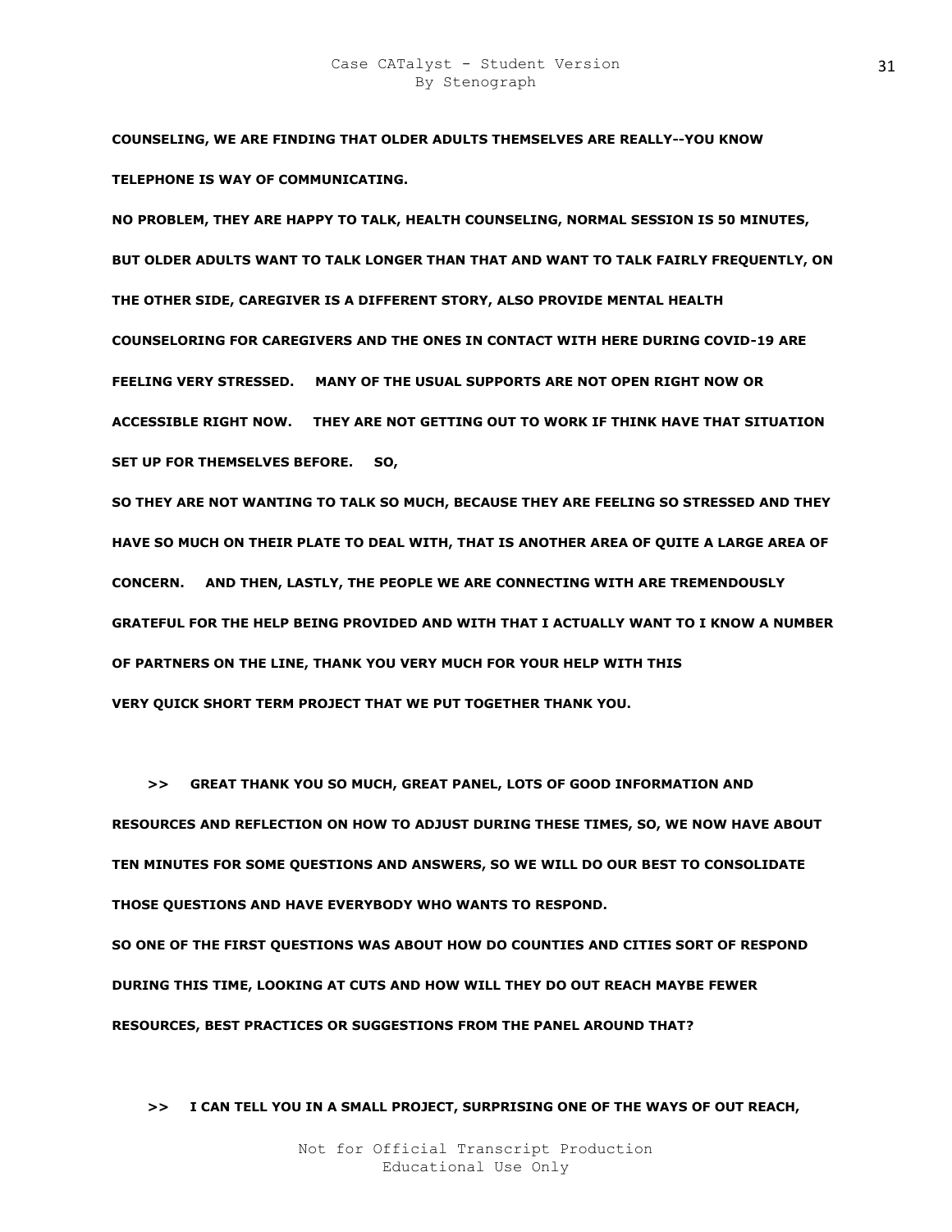**COUNSELING, WE ARE FINDING THAT OLDER ADULTS THEMSELVES ARE REALLY--YOU KNOW TELEPHONE IS WAY OF COMMUNICATING.**

**NO PROBLEM, THEY ARE HAPPY TO TALK, HEALTH COUNSELING, NORMAL SESSION IS 50 MINUTES, BUT OLDER ADULTS WANT TO TALK LONGER THAN THAT AND WANT TO TALK FAIRLY FREQUENTLY, ON THE OTHER SIDE, CAREGIVER IS A DIFFERENT STORY, ALSO PROVIDE MENTAL HEALTH COUNSELORING FOR CAREGIVERS AND THE ONES IN CONTACT WITH HERE DURING COVID-19 ARE FEELING VERY STRESSED. MANY OF THE USUAL SUPPORTS ARE NOT OPEN RIGHT NOW OR ACCESSIBLE RIGHT NOW. THEY ARE NOT GETTING OUT TO WORK IF THINK HAVE THAT SITUATION SET UP FOR THEMSELVES BEFORE. SO,**

**SO THEY ARE NOT WANTING TO TALK SO MUCH, BECAUSE THEY ARE FEELING SO STRESSED AND THEY HAVE SO MUCH ON THEIR PLATE TO DEAL WITH, THAT IS ANOTHER AREA OF QUITE A LARGE AREA OF CONCERN. AND THEN, LASTLY, THE PEOPLE WE ARE CONNECTING WITH ARE TREMENDOUSLY GRATEFUL FOR THE HELP BEING PROVIDED AND WITH THAT I ACTUALLY WANT TO I KNOW A NUMBER OF PARTNERS ON THE LINE, THANK YOU VERY MUCH FOR YOUR HELP WITH THIS VERY QUICK SHORT TERM PROJECT THAT WE PUT TOGETHER THANK YOU.**

**>> GREAT THANK YOU SO MUCH, GREAT PANEL, LOTS OF GOOD INFORMATION AND RESOURCES AND REFLECTION ON HOW TO ADJUST DURING THESE TIMES, SO, WE NOW HAVE ABOUT TEN MINUTES FOR SOME QUESTIONS AND ANSWERS, SO WE WILL DO OUR BEST TO CONSOLIDATE THOSE QUESTIONS AND HAVE EVERYBODY WHO WANTS TO RESPOND.**

**SO ONE OF THE FIRST QUESTIONS WAS ABOUT HOW DO COUNTIES AND CITIES SORT OF RESPOND DURING THIS TIME, LOOKING AT CUTS AND HOW WILL THEY DO OUT REACH MAYBE FEWER RESOURCES, BEST PRACTICES OR SUGGESTIONS FROM THE PANEL AROUND THAT?**

**>> I CAN TELL YOU IN A SMALL PROJECT, SURPRISING ONE OF THE WAYS OF OUT REACH,**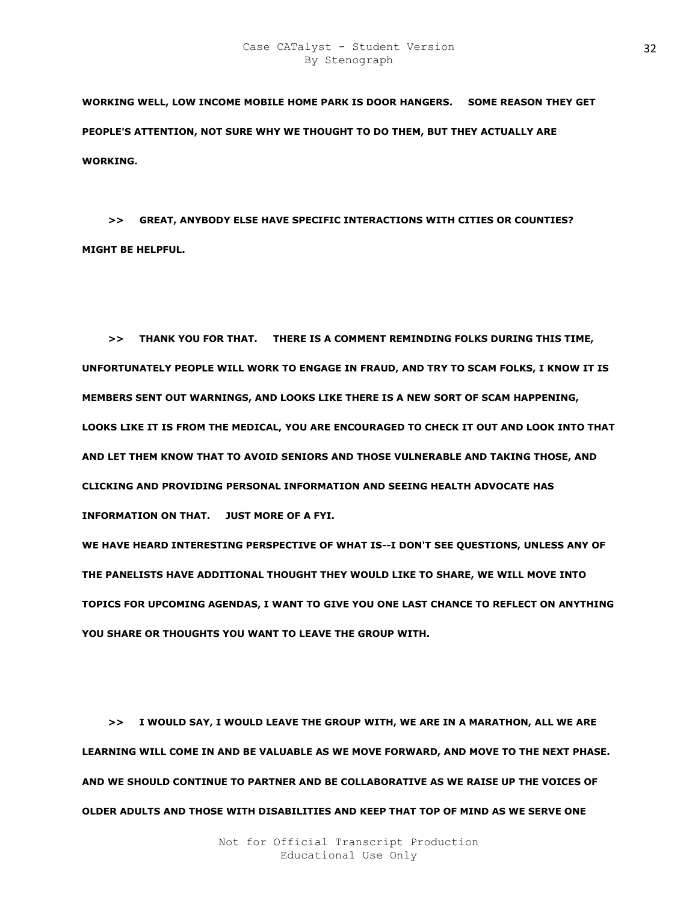**WORKING WELL, LOW INCOME MOBILE HOME PARK IS DOOR HANGERS. SOME REASON THEY GET PEOPLE'S ATTENTION, NOT SURE WHY WE THOUGHT TO DO THEM, BUT THEY ACTUALLY ARE WORKING.**

**>> GREAT, ANYBODY ELSE HAVE SPECIFIC INTERACTIONS WITH CITIES OR COUNTIES? MIGHT BE HELPFUL.**

**>> THANK YOU FOR THAT. THERE IS A COMMENT REMINDING FOLKS DURING THIS TIME, UNFORTUNATELY PEOPLE WILL WORK TO ENGAGE IN FRAUD, AND TRY TO SCAM FOLKS, I KNOW IT IS MEMBERS SENT OUT WARNINGS, AND LOOKS LIKE THERE IS A NEW SORT OF SCAM HAPPENING, LOOKS LIKE IT IS FROM THE MEDICAL, YOU ARE ENCOURAGED TO CHECK IT OUT AND LOOK INTO THAT AND LET THEM KNOW THAT TO AVOID SENIORS AND THOSE VULNERABLE AND TAKING THOSE, AND CLICKING AND PROVIDING PERSONAL INFORMATION AND SEEING HEALTH ADVOCATE HAS INFORMATION ON THAT. JUST MORE OF A FYI.**

**WE HAVE HEARD INTERESTING PERSPECTIVE OF WHAT IS--I DON'T SEE QUESTIONS, UNLESS ANY OF THE PANELISTS HAVE ADDITIONAL THOUGHT THEY WOULD LIKE TO SHARE, WE WILL MOVE INTO TOPICS FOR UPCOMING AGENDAS, I WANT TO GIVE YOU ONE LAST CHANCE TO REFLECT ON ANYTHING YOU SHARE OR THOUGHTS YOU WANT TO LEAVE THE GROUP WITH.**

**>> I WOULD SAY, I WOULD LEAVE THE GROUP WITH, WE ARE IN A MARATHON, ALL WE ARE LEARNING WILL COME IN AND BE VALUABLE AS WE MOVE FORWARD, AND MOVE TO THE NEXT PHASE. AND WE SHOULD CONTINUE TO PARTNER AND BE COLLABORATIVE AS WE RAISE UP THE VOICES OF OLDER ADULTS AND THOSE WITH DISABILITIES AND KEEP THAT TOP OF MIND AS WE SERVE ONE**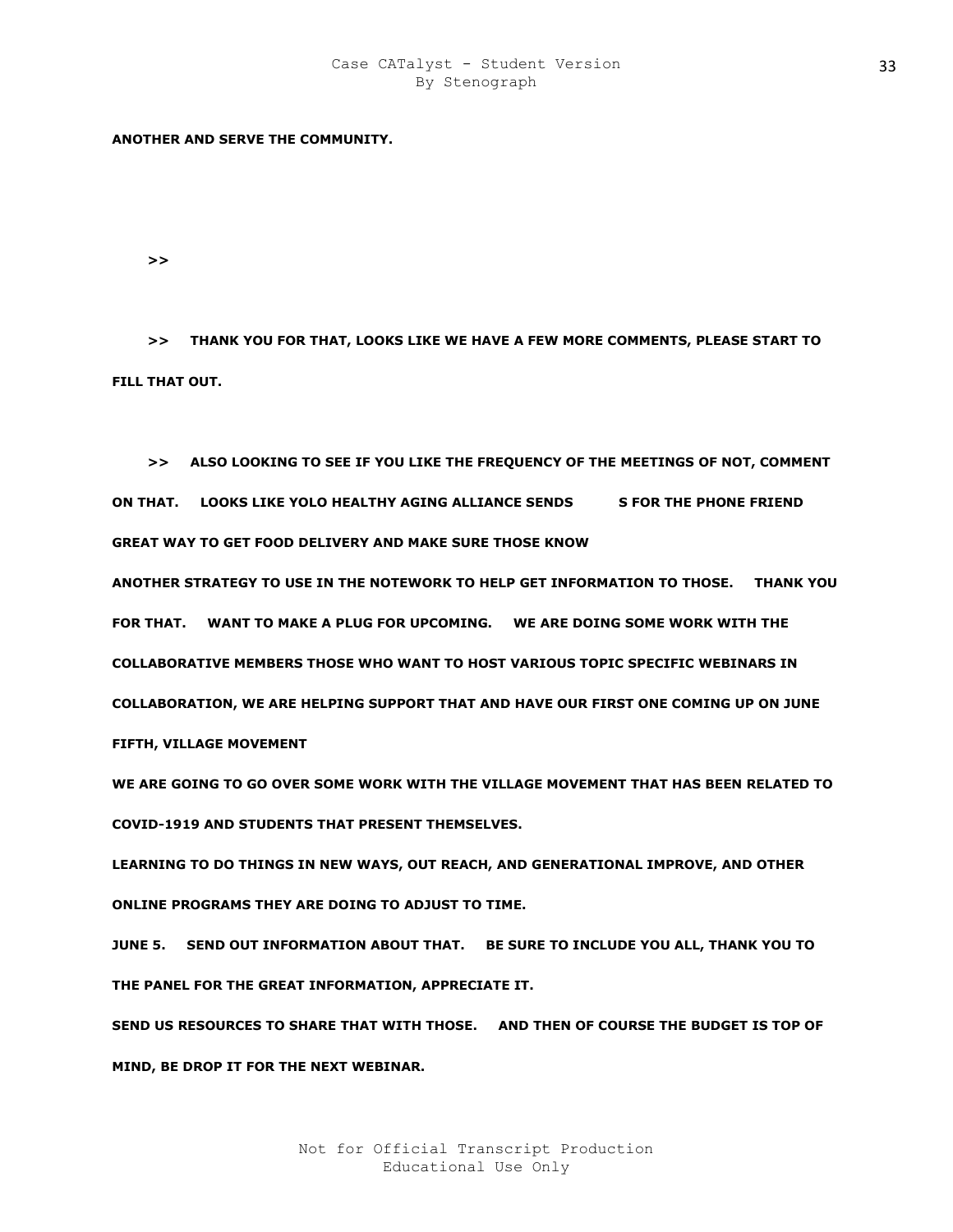**ANOTHER AND SERVE THE COMMUNITY.**

**>>**

**>> THANK YOU FOR THAT, LOOKS LIKE WE HAVE A FEW MORE COMMENTS, PLEASE START TO FILL THAT OUT.**

**>> ALSO LOOKING TO SEE IF YOU LIKE THE FREQUENCY OF THE MEETINGS OF NOT, COMMENT ON THAT. LOOKS LIKE YOLO HEALTHY AGING ALLIANCE SENDS S FOR THE PHONE FRIEND GREAT WAY TO GET FOOD DELIVERY AND MAKE SURE THOSE KNOW**

**ANOTHER STRATEGY TO USE IN THE NOTEWORK TO HELP GET INFORMATION TO THOSE. THANK YOU FOR THAT. WANT TO MAKE A PLUG FOR UPCOMING. WE ARE DOING SOME WORK WITH THE COLLABORATIVE MEMBERS THOSE WHO WANT TO HOST VARIOUS TOPIC SPECIFIC WEBINARS IN COLLABORATION, WE ARE HELPING SUPPORT THAT AND HAVE OUR FIRST ONE COMING UP ON JUNE FIFTH, VILLAGE MOVEMENT**

**WE ARE GOING TO GO OVER SOME WORK WITH THE VILLAGE MOVEMENT THAT HAS BEEN RELATED TO COVID-1919 AND STUDENTS THAT PRESENT THEMSELVES.**

**LEARNING TO DO THINGS IN NEW WAYS, OUT REACH, AND GENERATIONAL IMPROVE, AND OTHER ONLINE PROGRAMS THEY ARE DOING TO ADJUST TO TIME.**

**JUNE 5. SEND OUT INFORMATION ABOUT THAT. BE SURE TO INCLUDE YOU ALL, THANK YOU TO THE PANEL FOR THE GREAT INFORMATION, APPRECIATE IT.**

**SEND US RESOURCES TO SHARE THAT WITH THOSE. AND THEN OF COURSE THE BUDGET IS TOP OF MIND, BE DROP IT FOR THE NEXT WEBINAR.**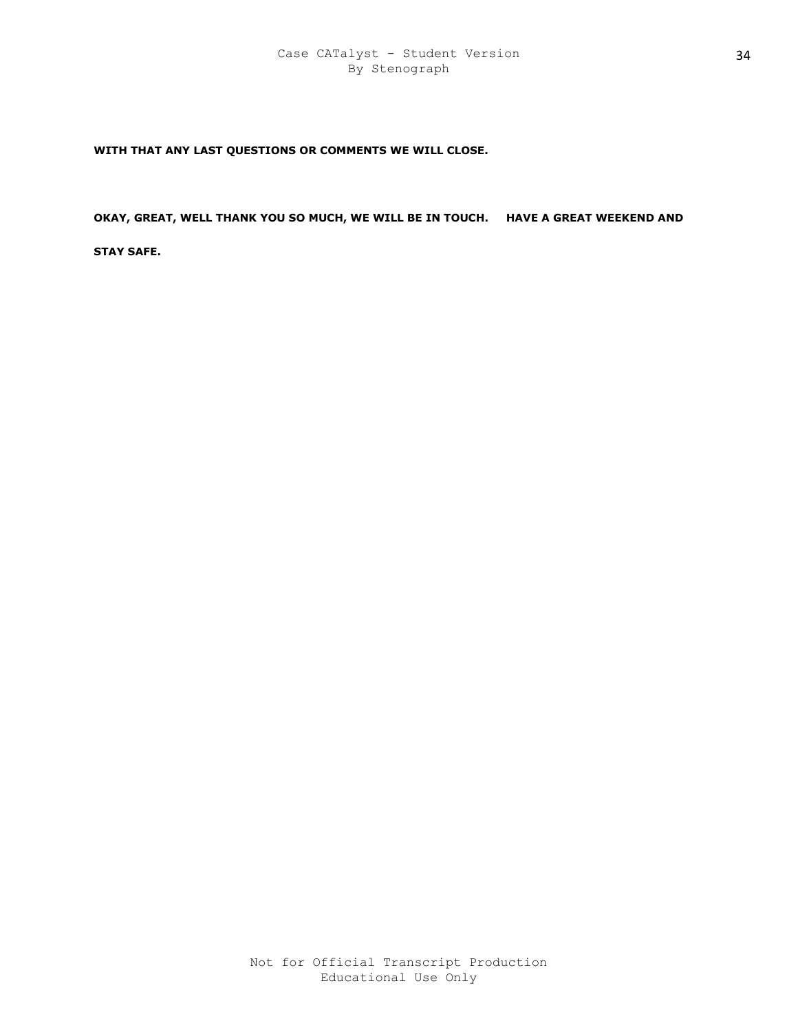**WITH THAT ANY LAST QUESTIONS OR COMMENTS WE WILL CLOSE.**

**OKAY, GREAT, WELL THANK YOU SO MUCH, WE WILL BE IN TOUCH. HAVE A GREAT WEEKEND AND STAY SAFE.**